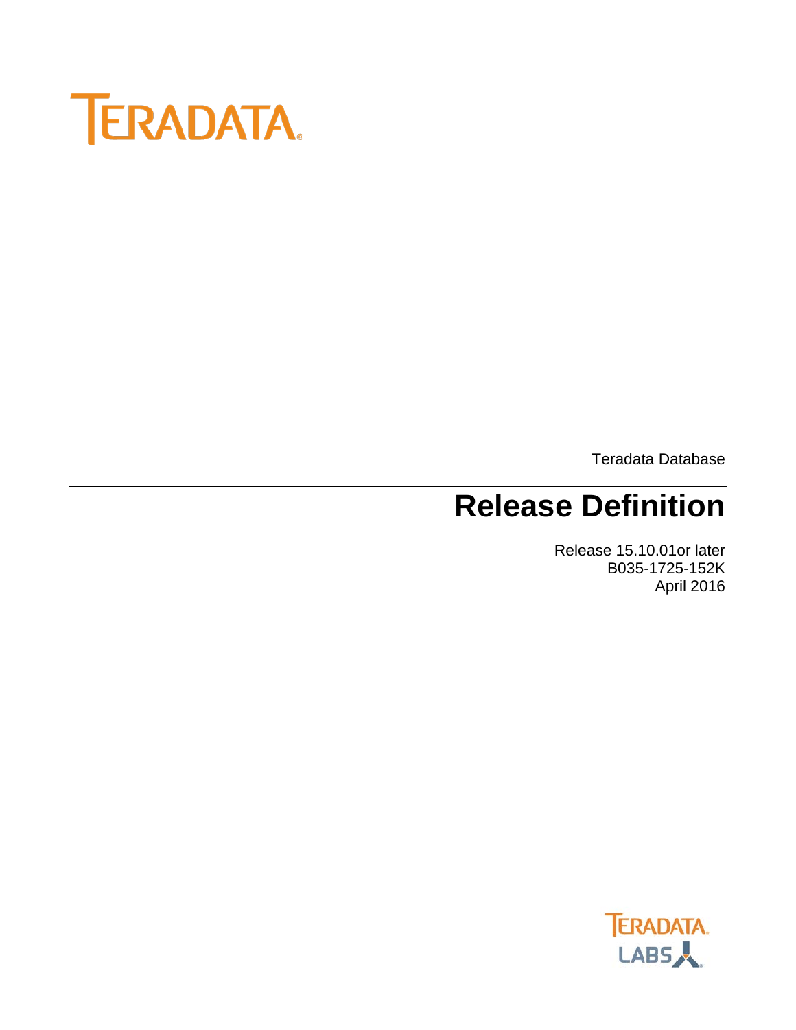TERADATA

Teradata Database

# Release Definition

Release 15.10.01or later
B035-1725-152K
April 2016

TERADATA
LABS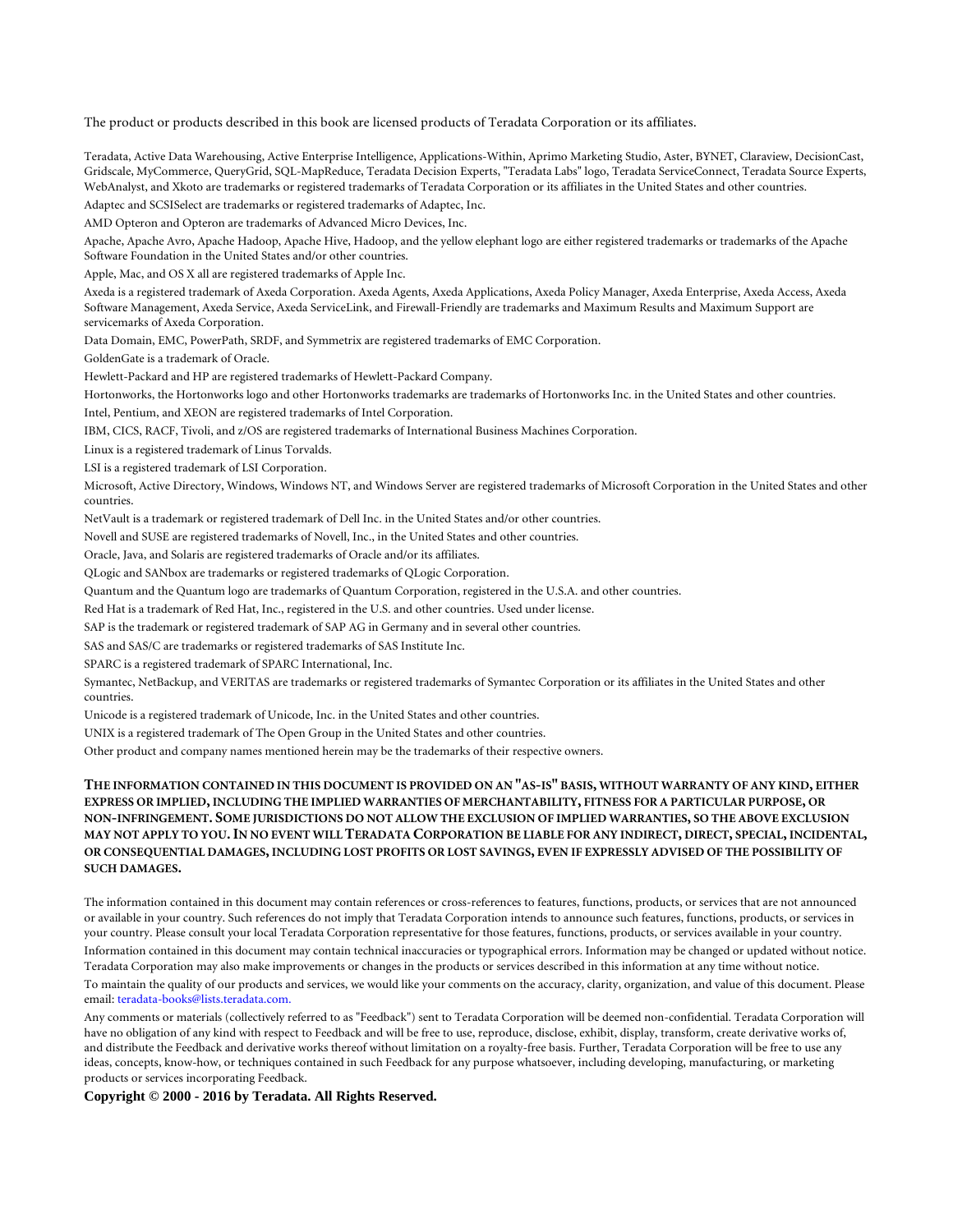The product or products described in this book are licensed products of Teradata Corporation or its affiliates.

Teradata, Active Data Warehousing, Active Enterprise Intelligence, Applications-Within, Aprimo Marketing Studio, Aster, BYNET, Claraview, DecisionCast, Gridscale, MyCommerce, QueryGrid, SQL-MapReduce, Teradata Decision Experts, "Teradata Labs" logo, Teradata ServiceConnect, Teradata Source Experts, WebAnalyst, and Xkoto are trademarks or registered trademarks of Teradata Corporation or its affiliates in the United States and other countries.

Adaptec and SCSISelect are trademarks or registered trademarks of Adaptec, Inc.

AMD Opteron and Opteron are trademarks of Advanced Micro Devices, Inc.

Apache, Apache Avro, Apache Hadoop, Apache Hive, Hadoop, and the yellow elephant logo are either registered trademarks or trademarks of the Apache Software Foundation in the United States and/or other countries.

Apple, Mac, and OS X all are registered trademarks of Apple Inc.

Axeda is a registered trademark of Axeda Corporation. Axeda Agents, Axeda Applications, Axeda Policy Manager, Axeda Enterprise, Axeda Access, Axeda Software Management, Axeda Service, Axeda ServiceLink, and Firewall-Friendly are trademarks and Maximum Results and Maximum Support are servicemarks of Axeda Corporation.

Data Domain, EMC, PowerPath, SRDF, and Symmetrix are registered trademarks of EMC Corporation.

GoldenGate is a trademark of Oracle.

Hewlett-Packard and HP are registered trademarks of Hewlett-Packard Company.

Hortonworks, the Hortonworks logo and other Hortonworks trademarks are trademarks of Hortonworks Inc. in the United States and other countries.

Intel, Pentium, and XEON are registered trademarks of Intel Corporation.

IBM, CICS, RACF, Tivoli, and z/OS are registered trademarks of International Business Machines Corporation.

Linux is a registered trademark of Linus Torvalds.

LSI is a registered trademark of LSI Corporation.

Microsoft, Active Directory, Windows, Windows NT, and Windows Server are registered trademarks of Microsoft Corporation in the United States and other countries.

NetVault is a trademark or registered trademark of Dell Inc. in the United States and/or other countries.

Novell and SUSE are registered trademarks of Novell, Inc., in the United States and other countries.

Oracle, Java, and Solaris are registered trademarks of Oracle and/or its affiliates.

QLogic and SANbox are trademarks or registered trademarks of QLogic Corporation.

Quantum and the Quantum logo are trademarks of Quantum Corporation, registered in the U.S.A. and other countries.

Red Hat is a trademark of Red Hat, Inc., registered in the U.S. and other countries. Used under license.

SAP is the trademark or registered trademark of SAP AG in Germany and in several other countries.

SAS and SAS/C are trademarks or registered trademarks of SAS Institute Inc.

SPARC is a registered trademark of SPARC International, Inc.

Symantec, NetBackup, and VERITAS are trademarks or registered trademarks of Symantec Corporation or its affiliates in the United States and other countries.

Unicode is a registered trademark of Unicode, Inc. in the United States and other countries.

UNIX is a registered trademark of The Open Group in the United States and other countries.

Other product and company names mentioned herein may be the trademarks of their respective owners.

**THE INFORMATION CONTAINED IN THIS DOCUMENT IS PROVIDED ON AN "AS-IS" BASIS, WITHOUT WARRANTY OF ANY KIND, EITHER EXPRESS OR IMPLIED, INCLUDING THE IMPLIED WARRANTIES OF MERCHANTABILITY, FITNESS FOR A PARTICULAR PURPOSE, OR NON-INFRINGEMENT. SOME JURISDICTIONS DO NOT ALLOW THE EXCLUSION OF IMPLIED WARRANTIES, SO THE ABOVE EXCLUSION MAY NOT APPLY TO YOU. IN NO EVENT WILL TERADATA CORPORATION BE LIABLE FOR ANY INDIRECT, DIRECT, SPECIAL, INCIDENTAL, OR CONSEQUENTIAL DAMAGES, INCLUDING LOST PROFITS OR LOST SAVINGS, EVEN IF EXPRESSLY ADVISED OF THE POSSIBILITY OF SUCH DAMAGES.**

The information contained in this document may contain references or cross-references to features, functions, products, or services that are not announced or available in your country. Such references do not imply that Teradata Corporation intends to announce such features, functions, products, or services in your country. Please consult your local Teradata Corporation representative for those features, functions, products, or services available in your country.

Information contained in this document may contain technical inaccuracies or typographical errors. Information may be changed or updated without notice. Teradata Corporation may also make improvements or changes in the products or services described in this information at any time without notice.

To maintain the quality of our products and services, we would like your comments on the accuracy, clarity, organization, and value of this document. Please email: teradata-books@lists.teradata.com.

Any comments or materials (collectively referred to as "Feedback") sent to Teradata Corporation will be deemed non-confidential. Teradata Corporation will have no obligation of any kind with respect to Feedback and will be free to use, reproduce, disclose, exhibit, display, transform, create derivative works of, and distribute the Feedback and derivative works thereof without limitation on a royalty-free basis. Further, Teradata Corporation will be free to use any ideas, concepts, know-how, or techniques contained in such Feedback for any purpose whatsoever, including developing, manufacturing, or marketing products or services incorporating Feedback.

**Copyright © 2000 - 2016 by Teradata. All Rights Reserved.**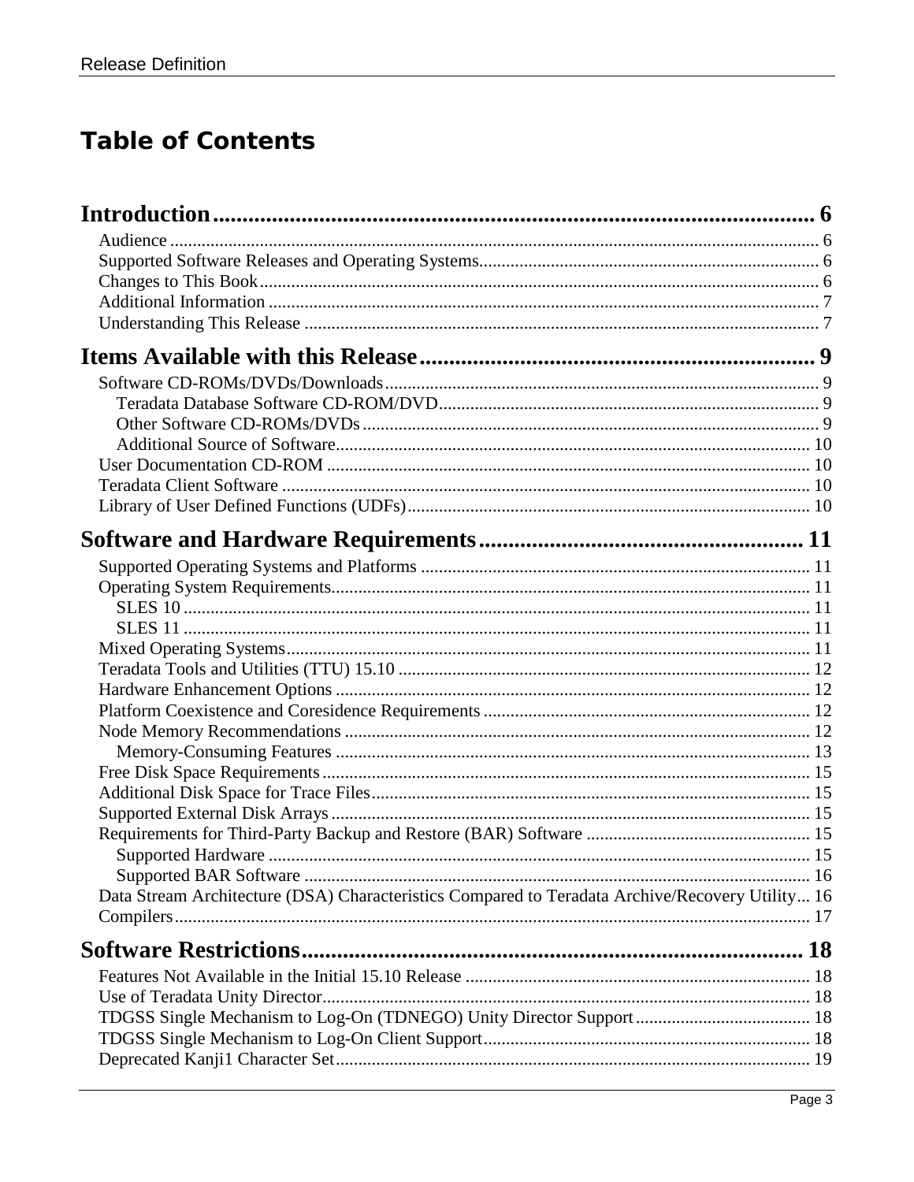# Table of Contents

**Introduction ........................................................ 6**

- Audience ........................................................ 6
- Supported Software Releases and Operating Systems ........................................................ 6
- Changes to This Book ........................................................ 6
- Additional Information ........................................................ 7
- Understanding This Release ........................................................ 7

**Items Available with this Release ........................................................ 9**

- Software CD-ROMs/DVDs/Downloads ........................................................ 9
  - Teradata Database Software CD-ROM/DVD ........................................................ 9
  - Other Software CD-ROMs/DVDs ........................................................ 9
  - Additional Source of Software ........................................................ 10
- User Documentation CD-ROM ........................................................ 10
- Teradata Client Software ........................................................ 10
- Library of User Defined Functions (UDFs) ........................................................ 10

**Software and Hardware Requirements ........................................................ 11**

- Supported Operating Systems and Platforms ........................................................ 11
- Operating System Requirements ........................................................ 11
  - SLES 10 ........................................................ 11
  - SLES 11 ........................................................ 11
- Mixed Operating Systems ........................................................ 11
- Teradata Tools and Utilities (TTU) 15.10 ........................................................ 12
- Hardware Enhancement Options ........................................................ 12
- Platform Coexistence and Coresidence Requirements ........................................................ 12
- Node Memory Recommendations ........................................................ 12
  - Memory-Consuming Features ........................................................ 13
- Free Disk Space Requirements ........................................................ 15
- Additional Disk Space for Trace Files ........................................................ 15
- Supported External Disk Arrays ........................................................ 15
- Requirements for Third-Party Backup and Restore (BAR) Software ........................................................ 15
  - Supported Hardware ........................................................ 15
  - Supported BAR Software ........................................................ 16
- Data Stream Architecture (DSA) Characteristics Compared to Teradata Archive/Recovery Utility ... 16
- Compilers ........................................................ 17

**Software Restrictions ........................................................ 18**

- Features Not Available in the Initial 15.10 Release ........................................................ 18
- Use of Teradata Unity Director ........................................................ 18
- TDGSS Single Mechanism to Log-On (TDNEGO) Unity Director Support ........................................................ 18
- TDGSS Single Mechanism to Log-On Client Support ........................................................ 18
- Deprecated Kanji1 Character Set ........................................................ 19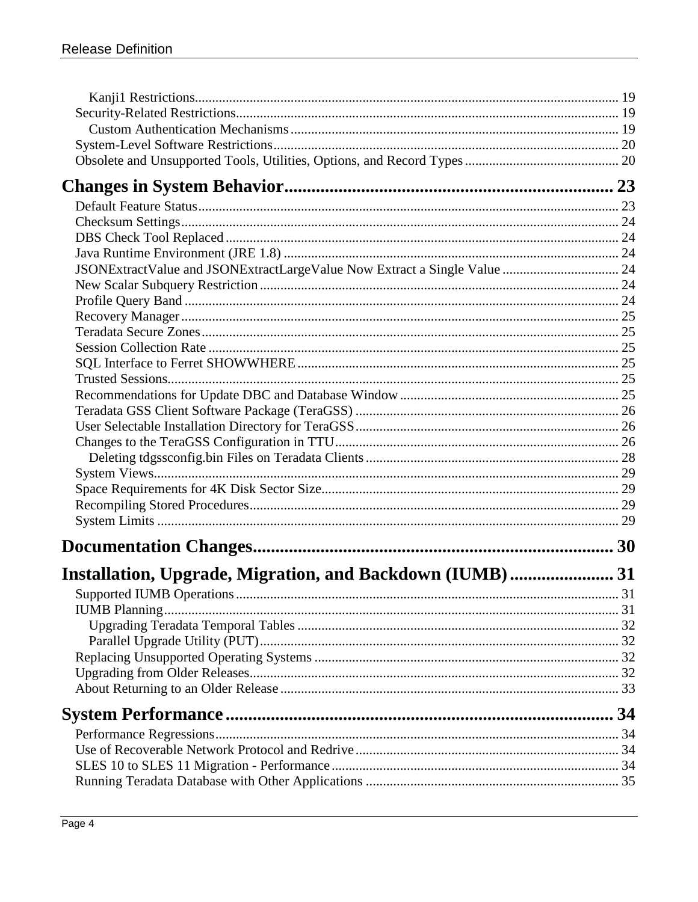Kanji1 Restrictions ... 19
Security-Related Restrictions ... 19
Custom Authentication Mechanisms ... 19
System-Level Software Restrictions ... 20
Obsolete and Unsupported Tools, Utilities, Options, and Record Types ... 20

**Changes in System Behavior ... 23**

Default Feature Status ... 23
Checksum Settings ... 24
DBS Check Tool Replaced ... 24
Java Runtime Environment (JRE 1.8) ... 24
JSONExtractValue and JSONExtractLargeValue Now Extract a Single Value ... 24
New Scalar Subquery Restriction ... 24
Profile Query Band ... 24
Recovery Manager ... 25
Teradata Secure Zones ... 25
Session Collection Rate ... 25
SQL Interface to Ferret SHOWWHERE ... 25
Trusted Sessions ... 25
Recommendations for Update DBC and Database Window ... 25
Teradata GSS Client Software Package (TeraGSS) ... 26
User Selectable Installation Directory for TeraGSS ... 26
Changes to the TeraGSS Configuration in TTU ... 26
Deleting tdgssconfig.bin Files on Teradata Clients ... 28
System Views ... 29
Space Requirements for 4K Disk Sector Size ... 29
Recompiling Stored Procedures ... 29
System Limits ... 29

**Documentation Changes ... 30**

**Installation, Upgrade, Migration, and Backdown (IUMB) ... 31**

Supported IUMB Operations ... 31
IUMB Planning ... 31
Upgrading Teradata Temporal Tables ... 32
Parallel Upgrade Utility (PUT) ... 32
Replacing Unsupported Operating Systems ... 32
Upgrading from Older Releases ... 32
About Returning to an Older Release ... 33

**System Performance ... 34**

Performance Regressions ... 34
Use of Recoverable Network Protocol and Redrive ... 34
SLES 10 to SLES 11 Migration - Performance ... 34
Running Teradata Database with Other Applications ... 35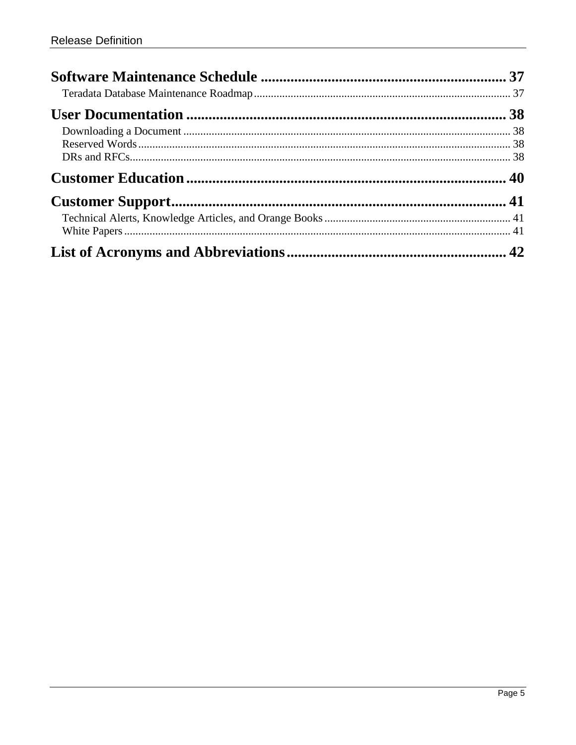**Software Maintenance Schedule .................................................................. 37**

Teradata Database Maintenance Roadmap ........................................................................................ 37

**User Documentation ........................................................................................ 38**

Downloading a Document ................................................................................................................ 38

Reserved Words ................................................................................................................................ 38

DRs and RFCs .................................................................................................................................... 38

**Customer Education ........................................................................................ 40**

**Customer Support ............................................................................................ 41**

Technical Alerts, Knowledge Articles, and Orange Books ................................................................ 41

White Papers ...................................................................................................................................... 41

**List of Acronyms and Abbreviations ............................................................ 42**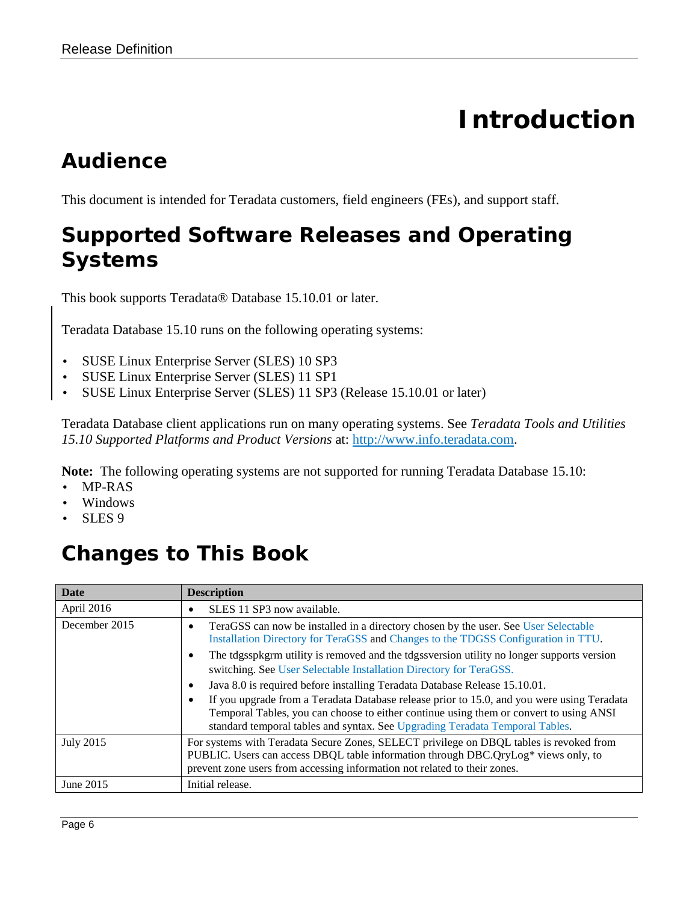# Introduction

## Audience

This document is intended for Teradata customers, field engineers (FEs), and support staff.

## Supported Software Releases and Operating Systems

This book supports Teradata® Database 15.10.01 or later.

Teradata Database 15.10 runs on the following operating systems:

- SUSE Linux Enterprise Server (SLES) 10 SP3
- SUSE Linux Enterprise Server (SLES) 11 SP1
- SUSE Linux Enterprise Server (SLES) 11 SP3 (Release 15.10.01 or later)

Teradata Database client applications run on many operating systems. See *Teradata Tools and Utilities 15.10 Supported Platforms and Product Versions* at: http://www.info.teradata.com.

**Note:** The following operating systems are not supported for running Teradata Database 15.10:

- MP-RAS
- Windows
- SLES 9

## Changes to This Book

| Date | Description |
|---|---|
| April 2016 | • SLES 11 SP3 now available. |
| December 2015 | • TeraGSS can now be installed in a directory chosen by the user. See User Selectable Installation Directory for TeraGSS and Changes to the TDGSS Configuration in TTU.<br>• The tdgsspkgrm utility is removed and the tdgssversion utility no longer supports version switching. See User Selectable Installation Directory for TeraGSS.<br>• Java 8.0 is required before installing Teradata Database Release 15.10.01.<br>• If you upgrade from a Teradata Database release prior to 15.0, and you were using Teradata Temporal Tables, you can choose to either continue using them or convert to using ANSI standard temporal tables and syntax. See Upgrading Teradata Temporal Tables. |
| July 2015 | For systems with Teradata Secure Zones, SELECT privilege on DBQL tables is revoked from PUBLIC. Users can access DBQL table information through DBC.QryLog* views only, to prevent zone users from accessing information not related to their zones. |
| June 2015 | Initial release. |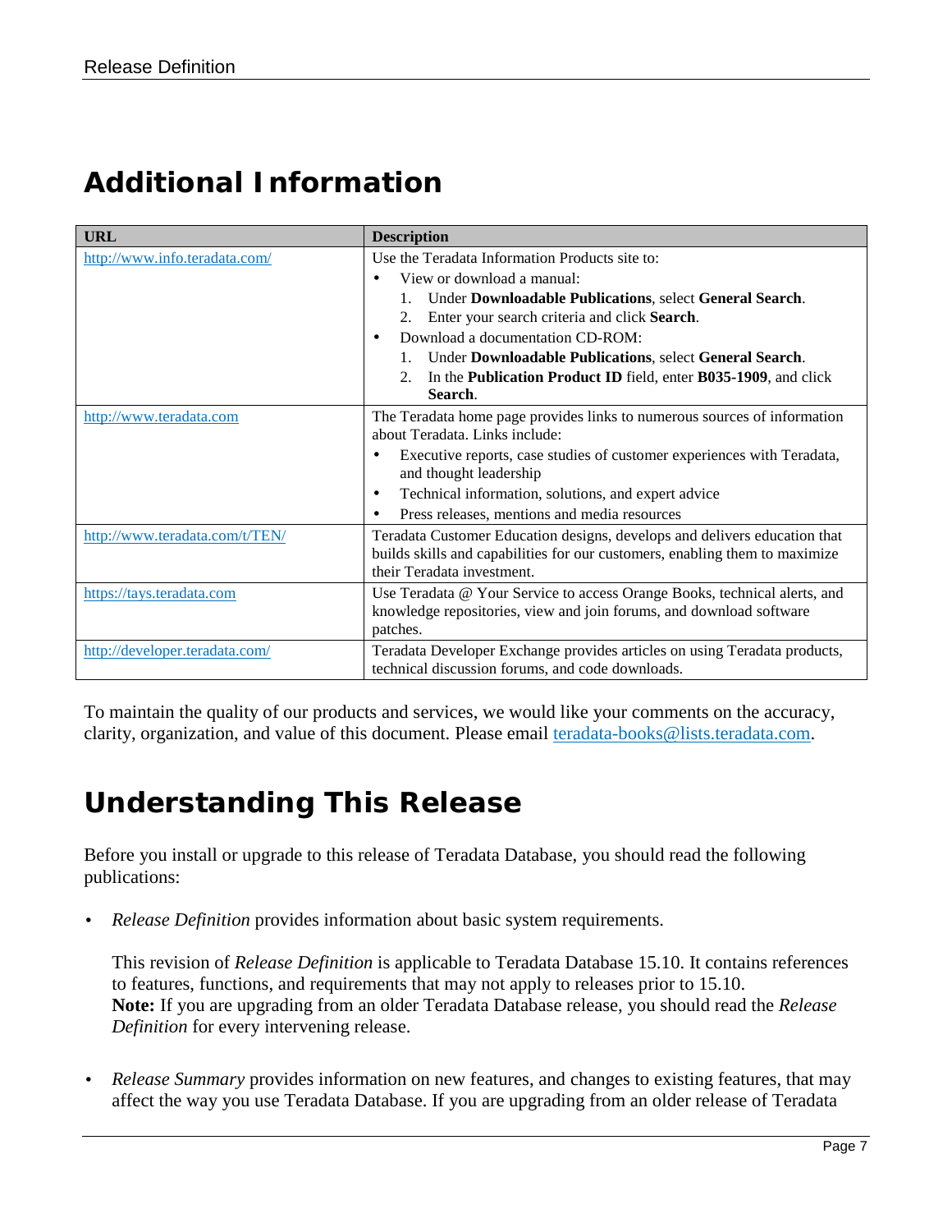# Additional Information

| URL | Description |
|---|---|
| http://www.info.teradata.com/ | Use the Teradata Information Products site to:<br>• View or download a manual:<br>1. Under **Downloadable Publications**, select **General Search**.<br>2. Enter your search criteria and click **Search**.<br>• Download a documentation CD-ROM:<br>1. Under **Downloadable Publications**, select **General Search**.<br>2. In the **Publication Product ID** field, enter **B035-1909**, and click **Search**. |
| http://www.teradata.com | The Teradata home page provides links to numerous sources of information about Teradata. Links include:<br>• Executive reports, case studies of customer experiences with Teradata, and thought leadership<br>• Technical information, solutions, and expert advice<br>• Press releases, mentions and media resources |
| http://www.teradata.com/t/TEN/ | Teradata Customer Education designs, develops and delivers education that builds skills and capabilities for our customers, enabling them to maximize their Teradata investment. |
| https://tays.teradata.com | Use Teradata @ Your Service to access Orange Books, technical alerts, and knowledge repositories, view and join forums, and download software patches. |
| http://developer.teradata.com/ | Teradata Developer Exchange provides articles on using Teradata products, technical discussion forums, and code downloads. |

To maintain the quality of our products and services, we would like your comments on the accuracy, clarity, organization, and value of this document. Please email teradata-books@lists.teradata.com.

# Understanding This Release

Before you install or upgrade to this release of Teradata Database, you should read the following publications:

- *Release Definition* provides information about basic system requirements.

  This revision of *Release Definition* is applicable to Teradata Database 15.10. It contains references to features, functions, and requirements that may not apply to releases prior to 15.10.
  **Note:** If you are upgrading from an older Teradata Database release, you should read the *Release Definition* for every intervening release.

- *Release Summary* provides information on new features, and changes to existing features, that may affect the way you use Teradata Database. If you are upgrading from an older release of Teradata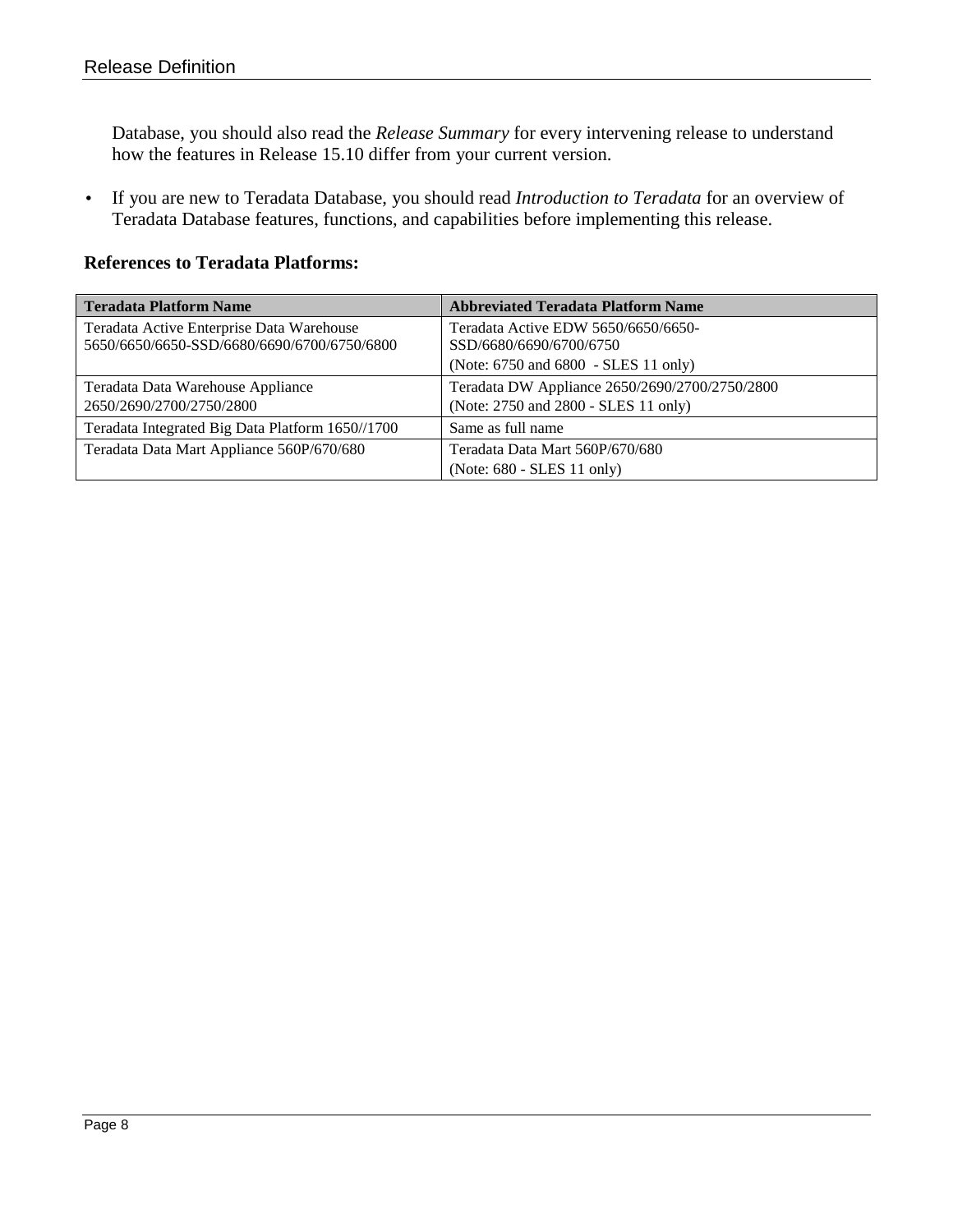Database, you should also read the *Release Summary* for every intervening release to understand how the features in Release 15.10 differ from your current version.

- If you are new to Teradata Database, you should read *Introduction to Teradata* for an overview of Teradata Database features, functions, and capabilities before implementing this release.

**References to Teradata Platforms:**

| Teradata Platform Name | Abbreviated Teradata Platform Name |
|---|---|
| Teradata Active Enterprise Data Warehouse 5650/6650/6650-SSD/6680/6690/6700/6750/6800 | Teradata Active EDW 5650/6650/6650-SSD/6680/6690/6700/6750 (Note: 6750 and 6800 - SLES 11 only) |
| Teradata Data Warehouse Appliance 2650/2690/2700/2750/2800 | Teradata DW Appliance 2650/2690/2700/2750/2800 (Note: 2750 and 2800 - SLES 11 only) |
| Teradata Integrated Big Data Platform 1650//1700 | Same as full name |
| Teradata Data Mart Appliance 560P/670/680 | Teradata Data Mart 560P/670/680 (Note: 680 - SLES 11 only) |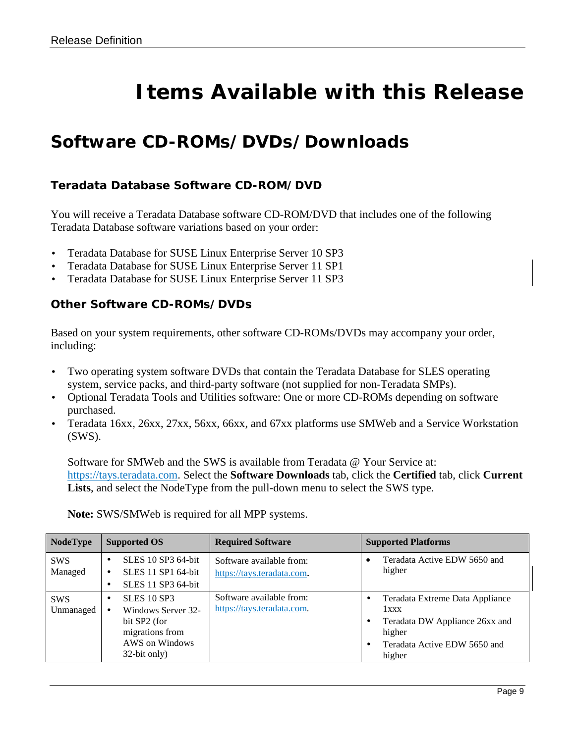# Items Available with this Release

## Software CD-ROMs/DVDs/Downloads

### Teradata Database Software CD-ROM/DVD

You will receive a Teradata Database software CD-ROM/DVD that includes one of the following Teradata Database software variations based on your order:

- Teradata Database for SUSE Linux Enterprise Server 10 SP3
- Teradata Database for SUSE Linux Enterprise Server 11 SP1
- Teradata Database for SUSE Linux Enterprise Server 11 SP3

### Other Software CD-ROMs/DVDs

Based on your system requirements, other software CD-ROMs/DVDs may accompany your order, including:

- Two operating system software DVDs that contain the Teradata Database for SLES operating system, service packs, and third-party software (not supplied for non-Teradata SMPs).
- Optional Teradata Tools and Utilities software: One or more CD-ROMs depending on software purchased.
- Teradata 16xx, 26xx, 27xx, 56xx, 66xx, and 67xx platforms use SMWeb and a Service Workstation (SWS).

  Software for SMWeb and the SWS is available from Teradata @ Your Service at: https://tays.teradata.com. Select the **Software Downloads** tab, click the **Certified** tab, click **Current Lists**, and select the NodeType from the pull-down menu to select the SWS type.

  **Note:** SWS/SMWeb is required for all MPP systems.

| NodeType | Supported OS | Required Software | Supported Platforms |
|---|---|---|---|
| SWS Managed | • SLES 10 SP3 64-bit<br>• SLES 11 SP1 64-bit<br>• SLES 11 SP3 64-bit | Software available from: https://tays.teradata.com. | • Teradata Active EDW 5650 and higher |
| SWS Unmanaged | • SLES 10 SP3<br>• Windows Server 32-bit SP2 (for migrations from AWS on Windows 32-bit only) | Software available from: https://tays.teradata.com. | • Teradata Extreme Data Appliance 1xxx<br>• Teradata DW Appliance 26xx and higher<br>• Teradata Active EDW 5650 and higher |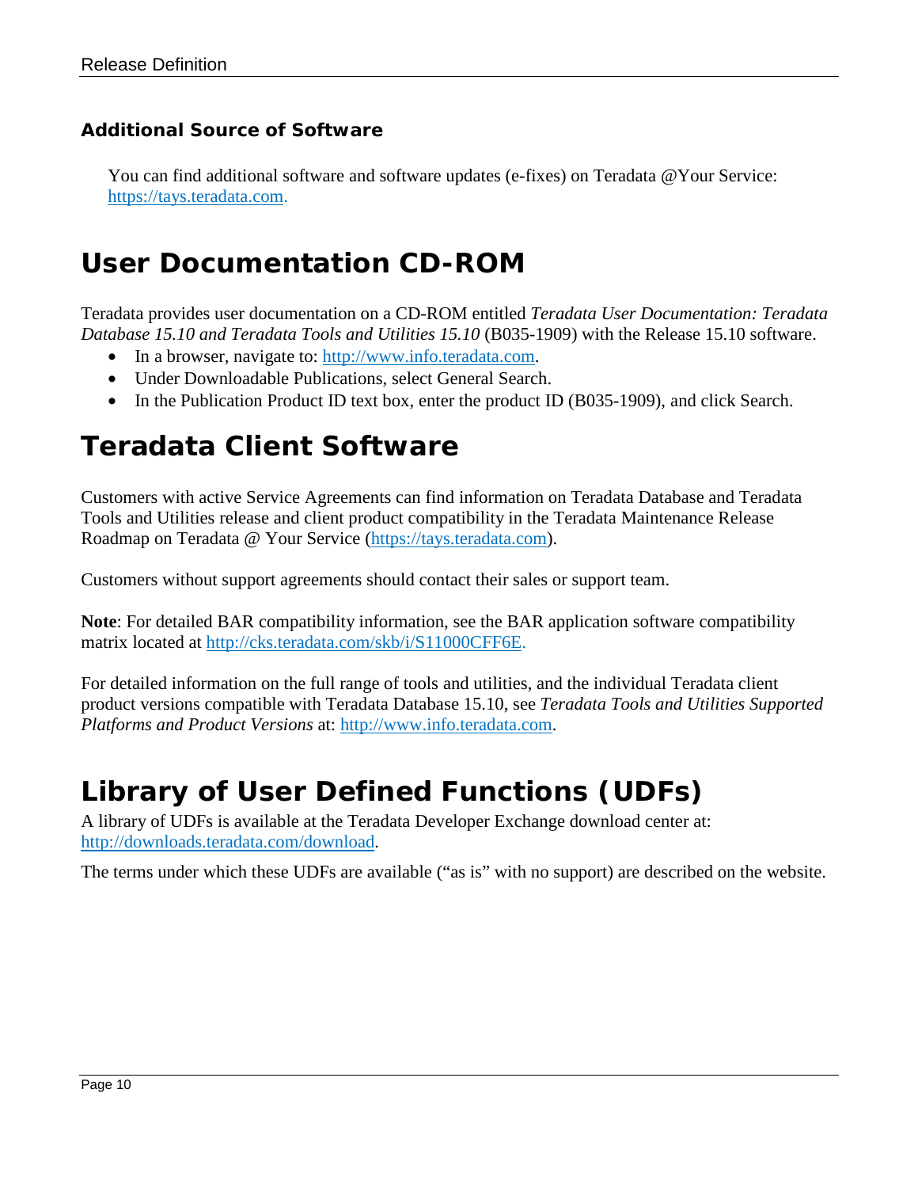### Additional Source of Software

You can find additional software and software updates (e-fixes) on Teradata @Your Service: https://tays.teradata.com.

# User Documentation CD-ROM

Teradata provides user documentation on a CD-ROM entitled *Teradata User Documentation: Teradata Database 15.10 and Teradata Tools and Utilities 15.10* (B035-1909) with the Release 15.10 software.

- In a browser, navigate to: http://www.info.teradata.com.
- Under Downloadable Publications, select General Search.
- In the Publication Product ID text box, enter the product ID (B035-1909), and click Search.

# Teradata Client Software

Customers with active Service Agreements can find information on Teradata Database and Teradata Tools and Utilities release and client product compatibility in the Teradata Maintenance Release Roadmap on Teradata @ Your Service (https://tays.teradata.com).

Customers without support agreements should contact their sales or support team.

**Note**: For detailed BAR compatibility information, see the BAR application software compatibility matrix located at http://cks.teradata.com/skb/i/S11000CFF6E.

For detailed information on the full range of tools and utilities, and the individual Teradata client product versions compatible with Teradata Database 15.10, see *Teradata Tools and Utilities Supported Platforms and Product Versions* at: http://www.info.teradata.com.

# Library of User Defined Functions (UDFs)

A library of UDFs is available at the Teradata Developer Exchange download center at: http://downloads.teradata.com/download.

The terms under which these UDFs are available ("as is" with no support) are described on the website.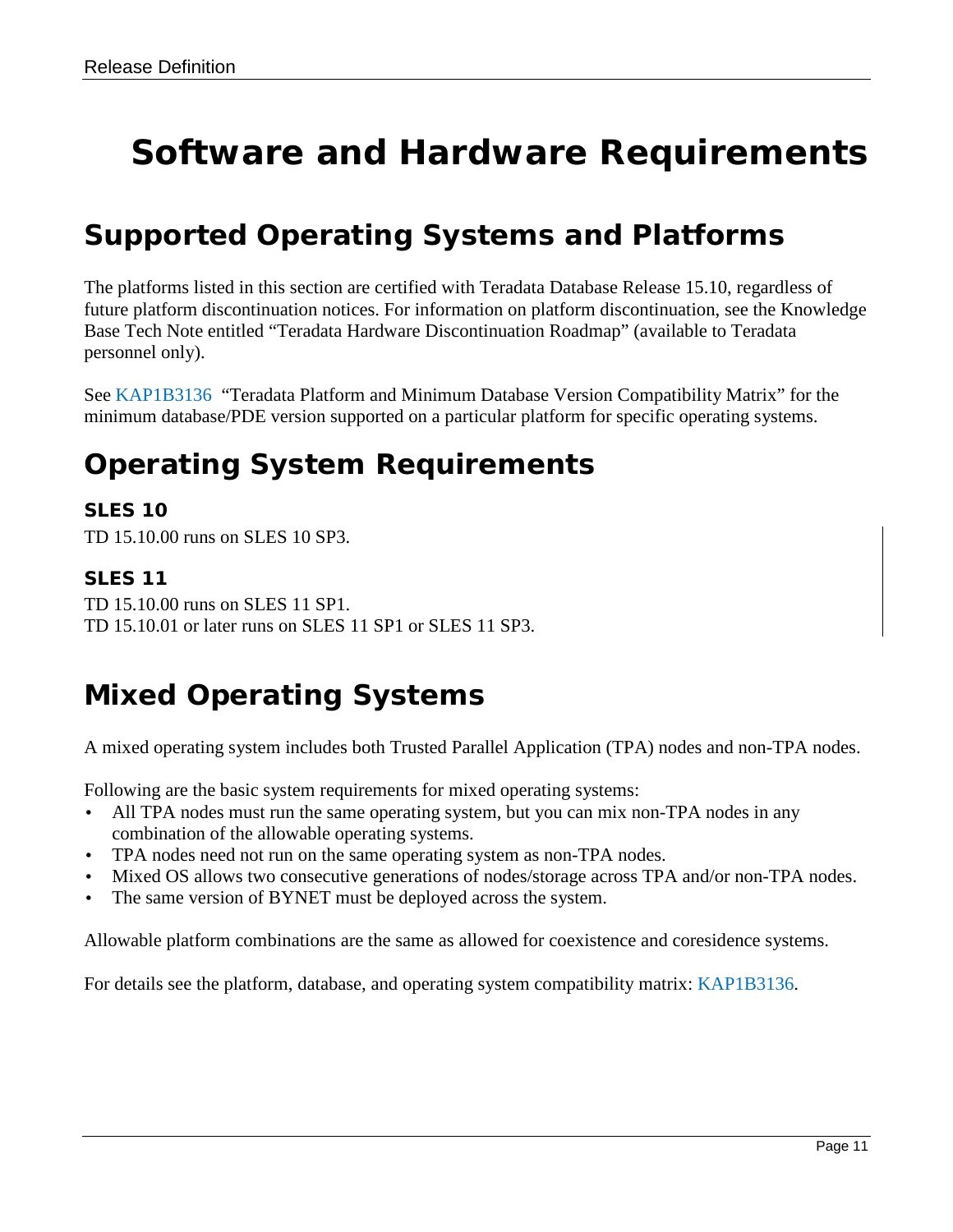# Software and Hardware Requirements

## Supported Operating Systems and Platforms

The platforms listed in this section are certified with Teradata Database Release 15.10, regardless of future platform discontinuation notices. For information on platform discontinuation, see the Knowledge Base Tech Note entitled "Teradata Hardware Discontinuation Roadmap" (available to Teradata personnel only).

See KAP1B3136 "Teradata Platform and Minimum Database Version Compatibility Matrix" for the minimum database/PDE version supported on a particular platform for specific operating systems.

## Operating System Requirements

### SLES 10

TD 15.10.00 runs on SLES 10 SP3.

### SLES 11

TD 15.10.00 runs on SLES 11 SP1.
TD 15.10.01 or later runs on SLES 11 SP1 or SLES 11 SP3.

## Mixed Operating Systems

A mixed operating system includes both Trusted Parallel Application (TPA) nodes and non-TPA nodes.

Following are the basic system requirements for mixed operating systems:

- All TPA nodes must run the same operating system, but you can mix non-TPA nodes in any combination of the allowable operating systems.
- TPA nodes need not run on the same operating system as non-TPA nodes.
- Mixed OS allows two consecutive generations of nodes/storage across TPA and/or non-TPA nodes.
- The same version of BYNET must be deployed across the system.

Allowable platform combinations are the same as allowed for coexistence and coresidence systems.

For details see the platform, database, and operating system compatibility matrix: KAP1B3136.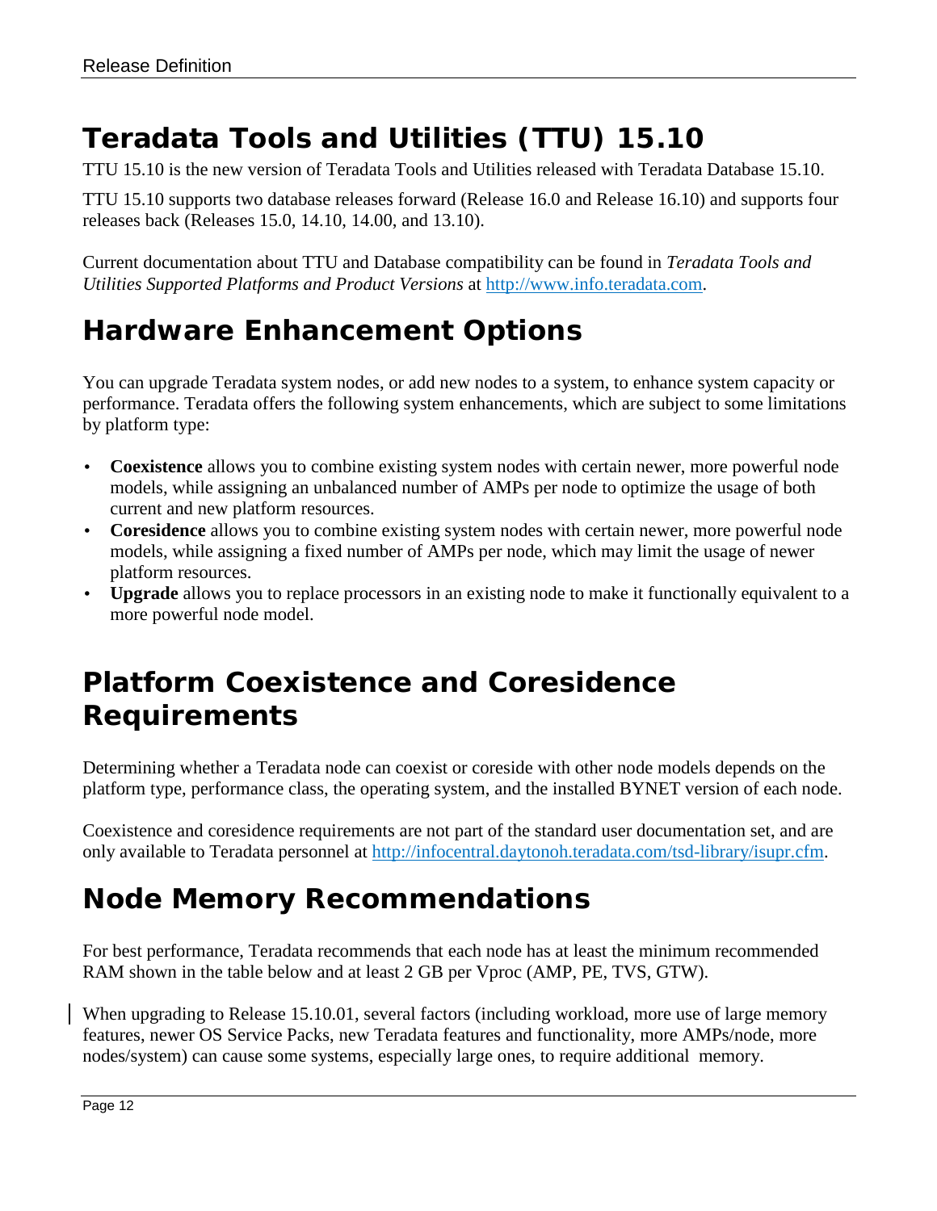# Teradata Tools and Utilities (TTU) 15.10

TTU 15.10 is the new version of Teradata Tools and Utilities released with Teradata Database 15.10.

TTU 15.10 supports two database releases forward (Release 16.0 and Release 16.10) and supports four releases back (Releases 15.0, 14.10, 14.00, and 13.10).

Current documentation about TTU and Database compatibility can be found in *Teradata Tools and Utilities Supported Platforms and Product Versions* at [http://www.info.teradata.com](http://www.info.teradata.com).

# Hardware Enhancement Options

You can upgrade Teradata system nodes, or add new nodes to a system, to enhance system capacity or performance. Teradata offers the following system enhancements, which are subject to some limitations by platform type:

- **Coexistence** allows you to combine existing system nodes with certain newer, more powerful node models, while assigning an unbalanced number of AMPs per node to optimize the usage of both current and new platform resources.
- **Coresidence** allows you to combine existing system nodes with certain newer, more powerful node models, while assigning a fixed number of AMPs per node, which may limit the usage of newer platform resources.
- **Upgrade** allows you to replace processors in an existing node to make it functionally equivalent to a more powerful node model.

# Platform Coexistence and Coresidence Requirements

Determining whether a Teradata node can coexist or coreside with other node models depends on the platform type, performance class, the operating system, and the installed BYNET version of each node.

Coexistence and coresidence requirements are not part of the standard user documentation set, and are only available to Teradata personnel at [http://infocentral.daytonoh.teradata.com/tsd-library/isupr.cfm](http://infocentral.daytonoh.teradata.com/tsd-library/isupr.cfm).

# Node Memory Recommendations

For best performance, Teradata recommends that each node has at least the minimum recommended RAM shown in the table below and at least 2 GB per Vproc (AMP, PE, TVS, GTW).

When upgrading to Release 15.10.01, several factors (including workload, more use of large memory features, newer OS Service Packs, new Teradata features and functionality, more AMPs/node, more nodes/system) can cause some systems, especially large ones, to require additional memory.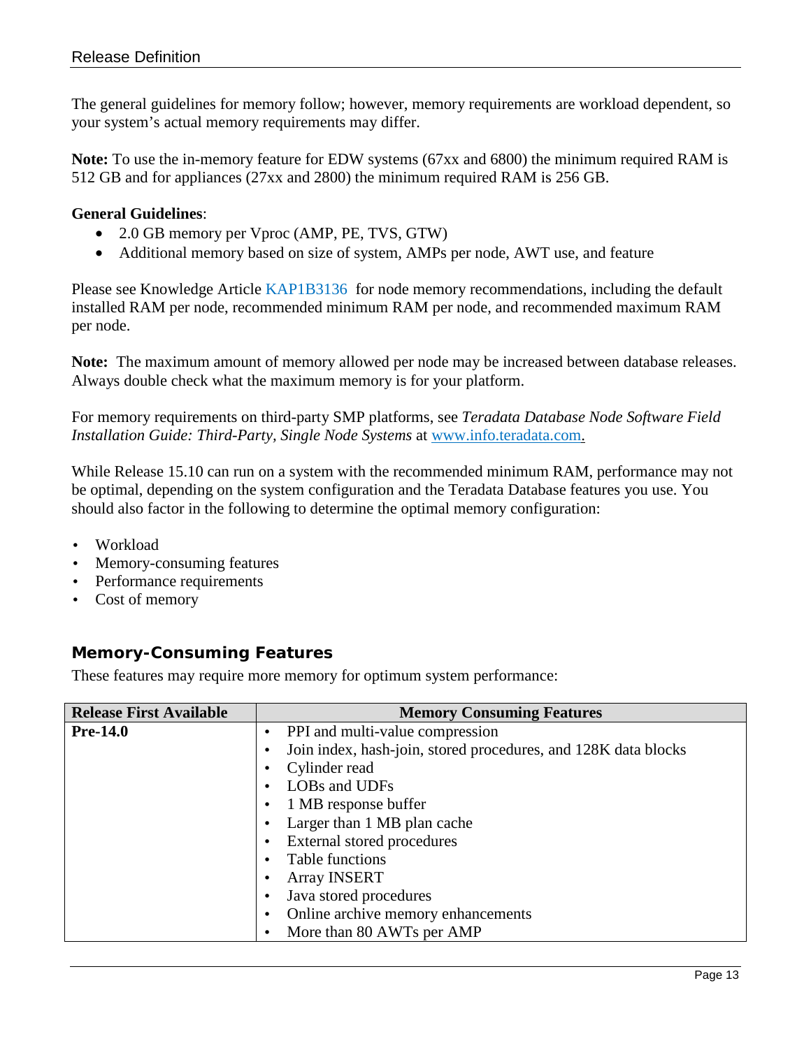The general guidelines for memory follow; however, memory requirements are workload dependent, so your system's actual memory requirements may differ.

**Note:** To use the in-memory feature for EDW systems (67xx and 6800) the minimum required RAM is 512 GB and for appliances (27xx and 2800) the minimum required RAM is 256 GB.

**General Guidelines**:

- 2.0 GB memory per Vproc (AMP, PE, TVS, GTW)
- Additional memory based on size of system, AMPs per node, AWT use, and feature

Please see Knowledge Article KAP1B3136 for node memory recommendations, including the default installed RAM per node, recommended minimum RAM per node, and recommended maximum RAM per node.

**Note:** The maximum amount of memory allowed per node may be increased between database releases. Always double check what the maximum memory is for your platform.

For memory requirements on third-party SMP platforms, see *Teradata Database Node Software Field Installation Guide: Third-Party, Single Node Systems* at www.info.teradata.com.

While Release 15.10 can run on a system with the recommended minimum RAM, performance may not be optimal, depending on the system configuration and the Teradata Database features you use. You should also factor in the following to determine the optimal memory configuration:

- Workload
- Memory-consuming features
- Performance requirements
- Cost of memory

## Memory-Consuming Features

These features may require more memory for optimum system performance:

| Release First Available | Memory Consuming Features |
| --- | --- |
| **Pre-14.0** | • PPI and multi-value compression<br>• Join index, hash-join, stored procedures, and 128K data blocks<br>• Cylinder read<br>• LOBs and UDFs<br>• 1 MB response buffer<br>• Larger than 1 MB plan cache<br>• External stored procedures<br>• Table functions<br>• Array INSERT<br>• Java stored procedures<br>• Online archive memory enhancements<br>• More than 80 AWTs per AMP |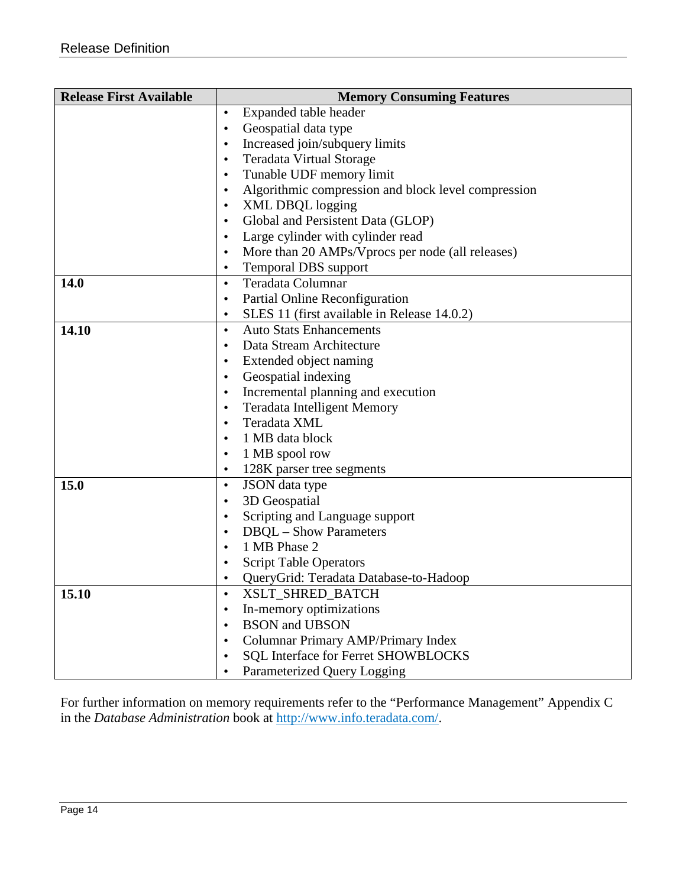| Release First Available | Memory Consuming Features |
|---|---|
| | • Expanded table header<br>• Geospatial data type<br>• Increased join/subquery limits<br>• Teradata Virtual Storage<br>• Tunable UDF memory limit<br>• Algorithmic compression and block level compression<br>• XML DBQL logging<br>• Global and Persistent Data (GLOP)<br>• Large cylinder with cylinder read<br>• More than 20 AMPs/Vprocs per node (all releases)<br>• Temporal DBS support |
| **14.0** | • Teradata Columnar<br>• Partial Online Reconfiguration<br>• SLES 11 (first available in Release 14.0.2) |
| **14.10** | • Auto Stats Enhancements<br>• Data Stream Architecture<br>• Extended object naming<br>• Geospatial indexing<br>• Incremental planning and execution<br>• Teradata Intelligent Memory<br>• Teradata XML<br>• 1 MB data block<br>• 1 MB spool row<br>• 128K parser tree segments |
| **15.0** | • JSON data type<br>• 3D Geospatial<br>• Scripting and Language support<br>• DBQL – Show Parameters<br>• 1 MB Phase 2<br>• Script Table Operators<br>• QueryGrid: Teradata Database-to-Hadoop |
| **15.10** | • XSLT_SHRED_BATCH<br>• In-memory optimizations<br>• BSON and UBSON<br>• Columnar Primary AMP/Primary Index<br>• SQL Interface for Ferret SHOWBLOCKS<br>• Parameterized Query Logging |

For further information on memory requirements refer to the "Performance Management" Appendix C in the *Database Administration* book at [http://www.info.teradata.com/](http://www.info.teradata.com/).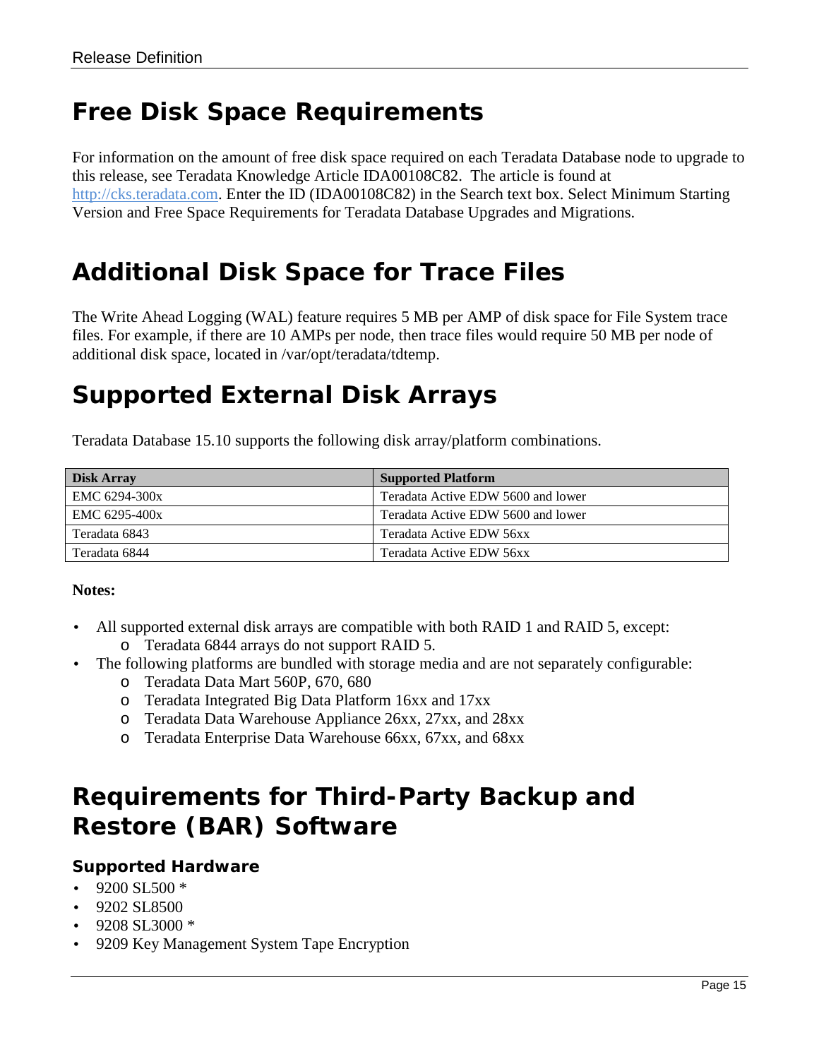# Free Disk Space Requirements

For information on the amount of free disk space required on each Teradata Database node to upgrade to this release, see Teradata Knowledge Article IDA00108C82. The article is found at http://cks.teradata.com. Enter the ID (IDA00108C82) in the Search text box. Select Minimum Starting Version and Free Space Requirements for Teradata Database Upgrades and Migrations.

# Additional Disk Space for Trace Files

The Write Ahead Logging (WAL) feature requires 5 MB per AMP of disk space for File System trace files. For example, if there are 10 AMPs per node, then trace files would require 50 MB per node of additional disk space, located in /var/opt/teradata/tdtemp.

# Supported External Disk Arrays

Teradata Database 15.10 supports the following disk array/platform combinations.

| Disk Array | Supported Platform |
|---|---|
| EMC 6294-300x | Teradata Active EDW 5600 and lower |
| EMC 6295-400x | Teradata Active EDW 5600 and lower |
| Teradata 6843 | Teradata Active EDW 56xx |
| Teradata 6844 | Teradata Active EDW 56xx |

**Notes:**

- All supported external disk arrays are compatible with both RAID 1 and RAID 5, except:
  - Teradata 6844 arrays do not support RAID 5.
- The following platforms are bundled with storage media and are not separately configurable:
  - Teradata Data Mart 560P, 670, 680
  - Teradata Integrated Big Data Platform 16xx and 17xx
  - Teradata Data Warehouse Appliance 26xx, 27xx, and 28xx
  - Teradata Enterprise Data Warehouse 66xx, 67xx, and 68xx

# Requirements for Third-Party Backup and Restore (BAR) Software

### Supported Hardware

- 9200 SL500 *
- 9202 SL8500
- 9208 SL3000 *
- 9209 Key Management System Tape Encryption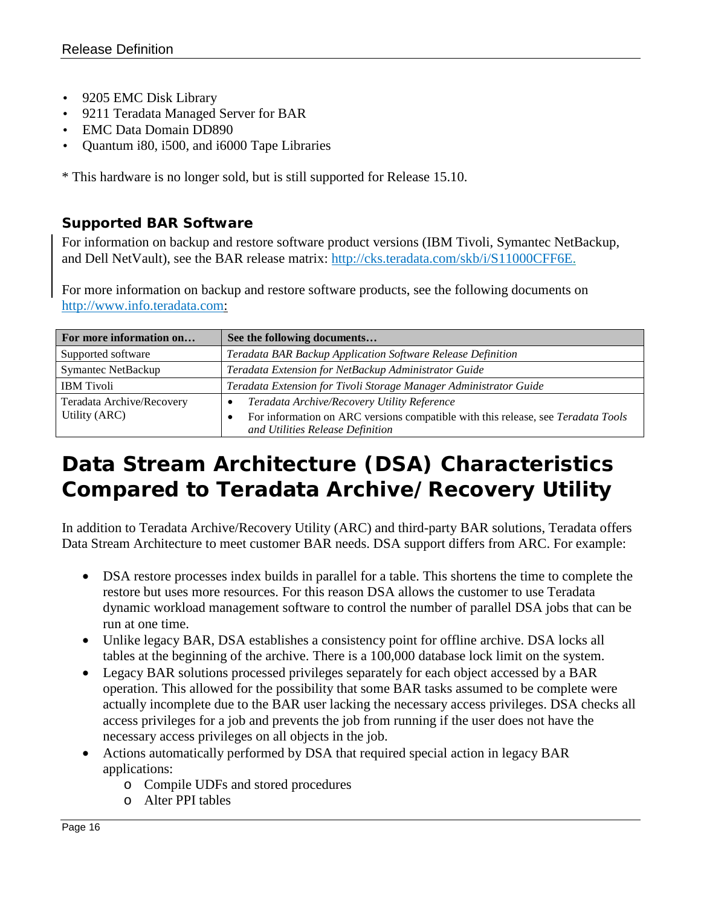- 9205 EMC Disk Library
- 9211 Teradata Managed Server for BAR
- EMC Data Domain DD890
- Quantum i80, i500, and i6000 Tape Libraries

* This hardware is no longer sold, but is still supported for Release 15.10.

### Supported BAR Software

For information on backup and restore software product versions (IBM Tivoli, Symantec NetBackup, and Dell NetVault), see the BAR release matrix: http://cks.teradata.com/skb/i/S11000CFF6E.

For more information on backup and restore software products, see the following documents on http://www.info.teradata.com:

| For more information on… | See the following documents… |
|---|---|
| Supported software | *Teradata BAR Backup Application Software Release Definition* |
| Symantec NetBackup | *Teradata Extension for NetBackup Administrator Guide* |
| IBM Tivoli | *Teradata Extension for Tivoli Storage Manager Administrator Guide* |
| Teradata Archive/Recovery Utility (ARC) | • *Teradata Archive/Recovery Utility Reference*<br>• For information on ARC versions compatible with this release, see *Teradata Tools and Utilities Release Definition* |

## Data Stream Architecture (DSA) Characteristics Compared to Teradata Archive/Recovery Utility

In addition to Teradata Archive/Recovery Utility (ARC) and third-party BAR solutions, Teradata offers Data Stream Architecture to meet customer BAR needs. DSA support differs from ARC. For example:

- DSA restore processes index builds in parallel for a table. This shortens the time to complete the restore but uses more resources. For this reason DSA allows the customer to use Teradata dynamic workload management software to control the number of parallel DSA jobs that can be run at one time.
- Unlike legacy BAR, DSA establishes a consistency point for offline archive. DSA locks all tables at the beginning of the archive. There is a 100,000 database lock limit on the system.
- Legacy BAR solutions processed privileges separately for each object accessed by a BAR operation. This allowed for the possibility that some BAR tasks assumed to be complete were actually incomplete due to the BAR user lacking the necessary access privileges. DSA checks all access privileges for a job and prevents the job from running if the user does not have the necessary access privileges on all objects in the job.
- Actions automatically performed by DSA that required special action in legacy BAR applications:
  - Compile UDFs and stored procedures
  - Alter PPI tables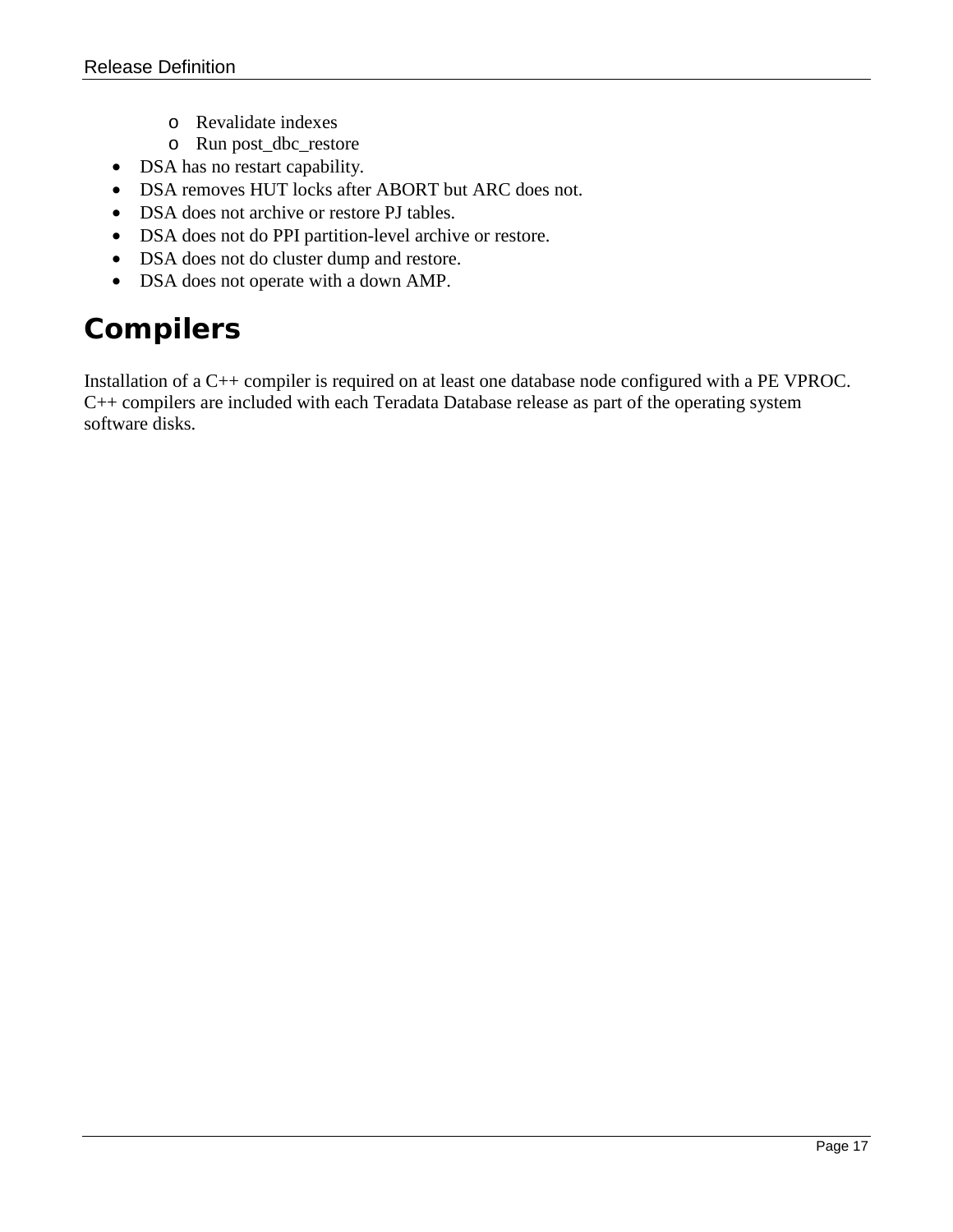- Revalidate indexes
  - Run post_dbc_restore
- DSA has no restart capability.
- DSA removes HUT locks after ABORT but ARC does not.
- DSA does not archive or restore PJ tables.
- DSA does not do PPI partition-level archive or restore.
- DSA does not do cluster dump and restore.
- DSA does not operate with a down AMP.

# Compilers

Installation of a C++ compiler is required on at least one database node configured with a PE VPROC. C++ compilers are included with each Teradata Database release as part of the operating system software disks.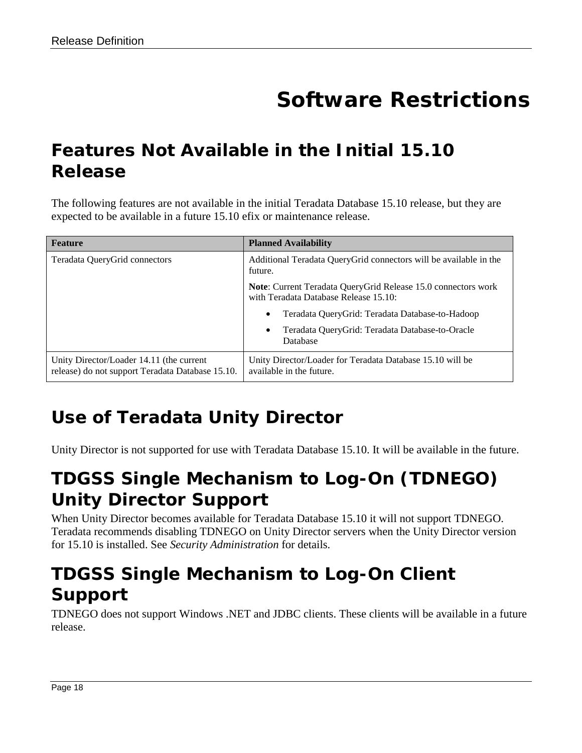# Software Restrictions

## Features Not Available in the Initial 15.10 Release

The following features are not available in the initial Teradata Database 15.10 release, but they are expected to be available in a future 15.10 efix or maintenance release.

| Feature | Planned Availability |
|---|---|
| Teradata QueryGrid connectors | Additional Teradata QueryGrid connectors will be available in the future.<br><br>**Note**: Current Teradata QueryGrid Release 15.0 connectors work with Teradata Database Release 15.10:<br>• Teradata QueryGrid: Teradata Database-to-Hadoop<br>• Teradata QueryGrid: Teradata Database-to-Oracle Database |
| Unity Director/Loader 14.11 (the current release) do not support Teradata Database 15.10. | Unity Director/Loader for Teradata Database 15.10 will be available in the future. |

## Use of Teradata Unity Director

Unity Director is not supported for use with Teradata Database 15.10. It will be available in the future.

## TDGSS Single Mechanism to Log-On (TDNEGO) Unity Director Support

When Unity Director becomes available for Teradata Database 15.10 it will not support TDNEGO. Teradata recommends disabling TDNEGO on Unity Director servers when the Unity Director version for 15.10 is installed. See *Security Administration* for details.

## TDGSS Single Mechanism to Log-On Client Support

TDNEGO does not support Windows .NET and JDBC clients. These clients will be available in a future release.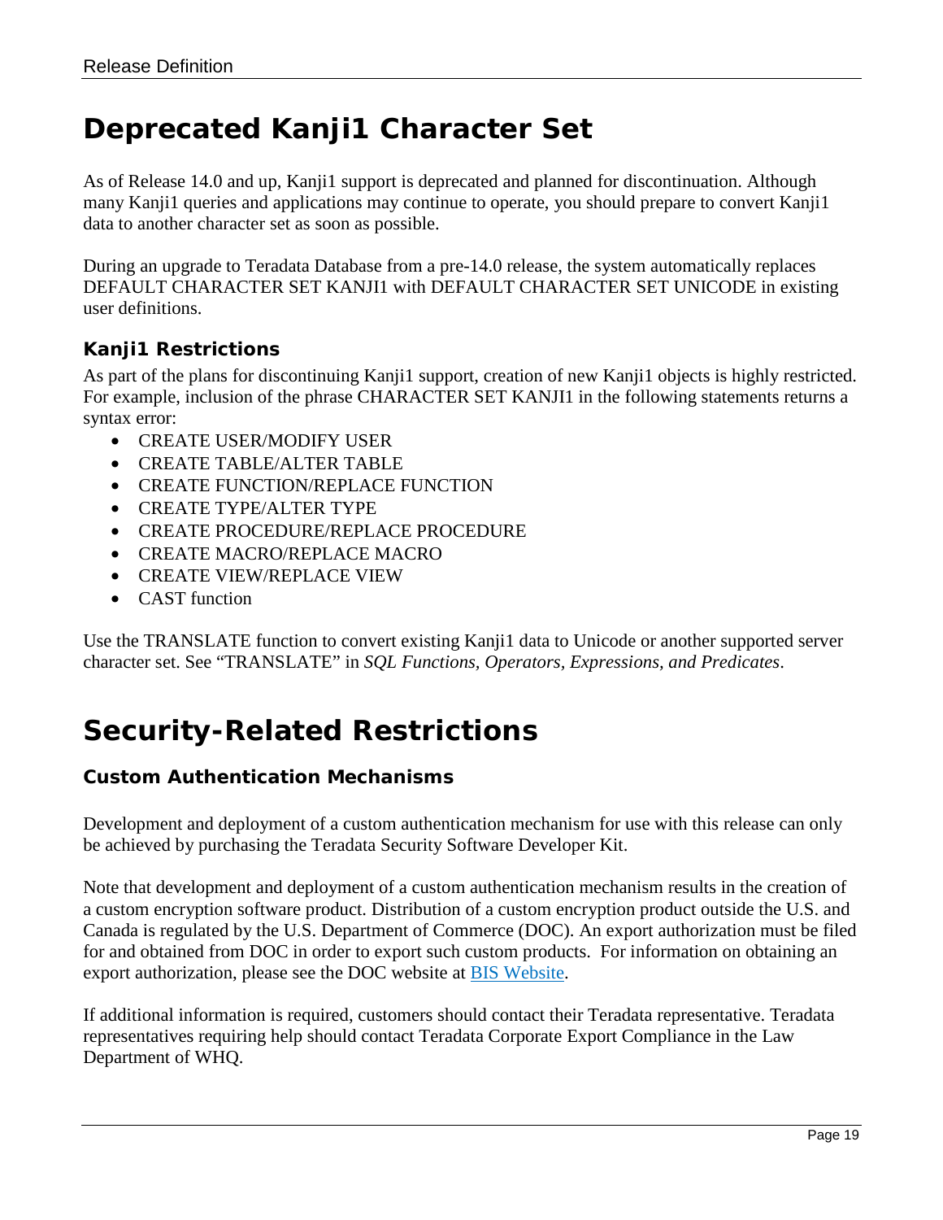# Deprecated Kanji1 Character Set

As of Release 14.0 and up, Kanji1 support is deprecated and planned for discontinuation. Although many Kanji1 queries and applications may continue to operate, you should prepare to convert Kanji1 data to another character set as soon as possible.

During an upgrade to Teradata Database from a pre-14.0 release, the system automatically replaces DEFAULT CHARACTER SET KANJI1 with DEFAULT CHARACTER SET UNICODE in existing user definitions.

### Kanji1 Restrictions

As part of the plans for discontinuing Kanji1 support, creation of new Kanji1 objects is highly restricted. For example, inclusion of the phrase CHARACTER SET KANJI1 in the following statements returns a syntax error:

- CREATE USER/MODIFY USER
- CREATE TABLE/ALTER TABLE
- CREATE FUNCTION/REPLACE FUNCTION
- CREATE TYPE/ALTER TYPE
- CREATE PROCEDURE/REPLACE PROCEDURE
- CREATE MACRO/REPLACE MACRO
- CREATE VIEW/REPLACE VIEW
- CAST function

Use the TRANSLATE function to convert existing Kanji1 data to Unicode or another supported server character set. See "TRANSLATE" in *SQL Functions, Operators, Expressions, and Predicates*.

# Security-Related Restrictions

### Custom Authentication Mechanisms

Development and deployment of a custom authentication mechanism for use with this release can only be achieved by purchasing the Teradata Security Software Developer Kit.

Note that development and deployment of a custom authentication mechanism results in the creation of a custom encryption software product. Distribution of a custom encryption product outside the U.S. and Canada is regulated by the U.S. Department of Commerce (DOC). An export authorization must be filed for and obtained from DOC in order to export such custom products. For information on obtaining an export authorization, please see the DOC website at BIS Website.

If additional information is required, customers should contact their Teradata representative. Teradata representatives requiring help should contact Teradata Corporate Export Compliance in the Law Department of WHQ.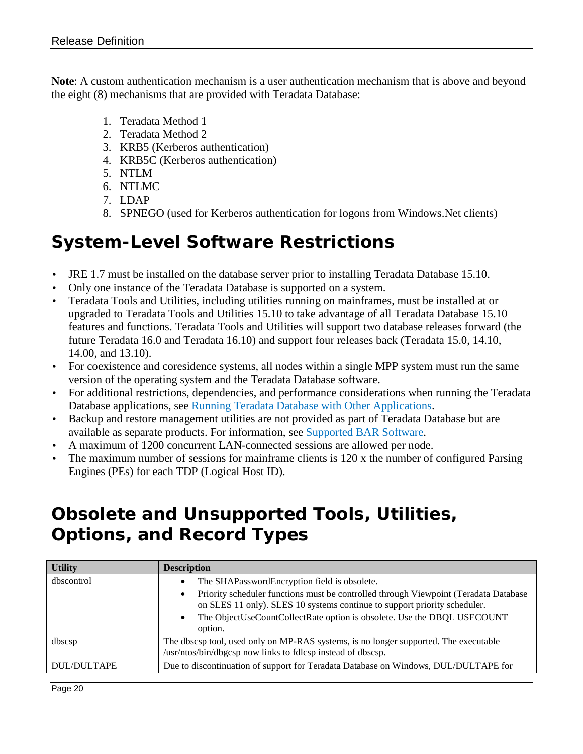**Note**: A custom authentication mechanism is a user authentication mechanism that is above and beyond the eight (8) mechanisms that are provided with Teradata Database:

1. Teradata Method 1
2. Teradata Method 2
3. KRB5 (Kerberos authentication)
4. KRB5C (Kerberos authentication)
5. NTLM
6. NTLMC
7. LDAP
8. SPNEGO (used for Kerberos authentication for logons from Windows.Net clients)

# System-Level Software Restrictions

- JRE 1.7 must be installed on the database server prior to installing Teradata Database 15.10.
- Only one instance of the Teradata Database is supported on a system.
- Teradata Tools and Utilities, including utilities running on mainframes, must be installed at or upgraded to Teradata Tools and Utilities 15.10 to take advantage of all Teradata Database 15.10 features and functions. Teradata Tools and Utilities will support two database releases forward (the future Teradata 16.0 and Teradata 16.10) and support four releases back (Teradata 15.0, 14.10, 14.00, and 13.10).
- For coexistence and coresidence systems, all nodes within a single MPP system must run the same version of the operating system and the Teradata Database software.
- For additional restrictions, dependencies, and performance considerations when running the Teradata Database applications, see Running Teradata Database with Other Applications.
- Backup and restore management utilities are not provided as part of Teradata Database but are available as separate products. For information, see Supported BAR Software.
- A maximum of 1200 concurrent LAN-connected sessions are allowed per node.
- The maximum number of sessions for mainframe clients is 120 x the number of configured Parsing Engines (PEs) for each TDP (Logical Host ID).

# Obsolete and Unsupported Tools, Utilities, Options, and Record Types

| Utility | Description |
|---|---|
| dbscontrol | • The SHAPasswordEncryption field is obsolete.<br>• Priority scheduler functions must be controlled through Viewpoint (Teradata Database on SLES 11 only). SLES 10 systems continue to support priority scheduler.<br>• The ObjectUseCountCollectRate option is obsolete. Use the DBQL USECOUNT option. |
| dbscsp | The dbscsp tool, used only on MP-RAS systems, is no longer supported. The executable /usr/ntos/bin/dbgcsp now links to fdlcsp instead of dbscsp. |
| DUL/DULTAPE | Due to discontinuation of support for Teradata Database on Windows, DUL/DULTAPE for |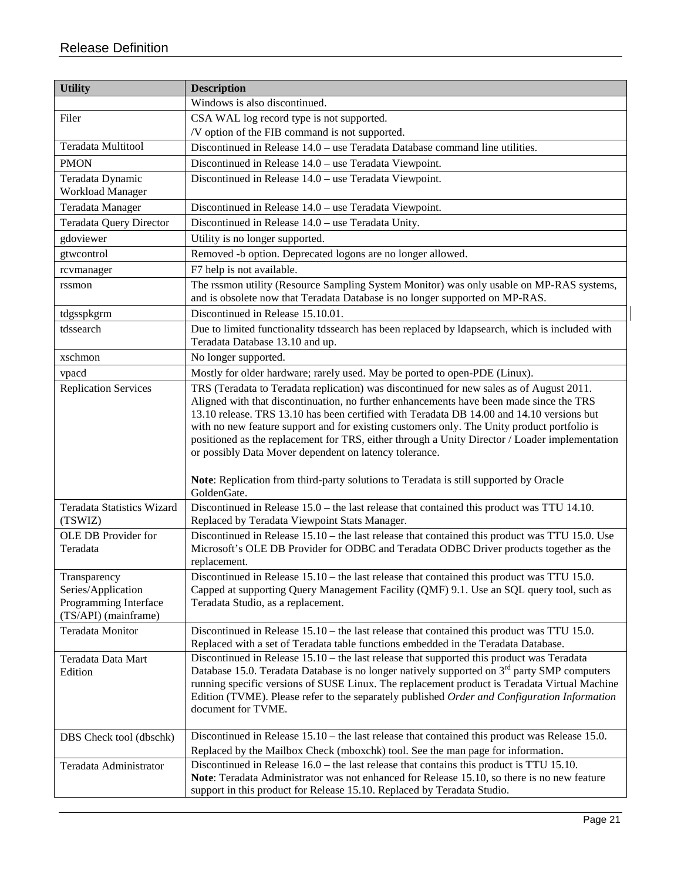| Utility | Description |
| --- | --- |
| | Windows is also discontinued. |
| Filer | CSA WAL log record type is not supported.<br>/V option of the FIB command is not supported. |
| Teradata Multitool | Discontinued in Release 14.0 – use Teradata Database command line utilities. |
| PMON | Discontinued in Release 14.0 – use Teradata Viewpoint. |
| Teradata Dynamic Workload Manager | Discontinued in Release 14.0 – use Teradata Viewpoint. |
| Teradata Manager | Discontinued in Release 14.0 – use Teradata Viewpoint. |
| Teradata Query Director | Discontinued in Release 14.0 – use Teradata Unity. |
| gdoviewer | Utility is no longer supported. |
| gtwcontrol | Removed -b option. Deprecated logons are no longer allowed. |
| rcvmanager | F7 help is not available. |
| rssmon | The rssmon utility (Resource Sampling System Monitor) was only usable on MP-RAS systems, and is obsolete now that Teradata Database is no longer supported on MP-RAS. |
| tdgsspkgrm | Discontinued in Release 15.10.01. |
| tdssearch | Due to limited functionality tdssearch has been replaced by ldapsearch, which is included with Teradata Database 13.10 and up. |
| xschmon | No longer supported. |
| vpacd | Mostly for older hardware; rarely used. May be ported to open-PDE (Linux). |
| Replication Services | TRS (Teradata to Teradata replication) was discontinued for new sales as of August 2011. Aligned with that discontinuation, no further enhancements have been made since the TRS 13.10 release. TRS 13.10 has been certified with Teradata DB 14.00 and 14.10 versions but with no new feature support and for existing customers only. The Unity product portfolio is positioned as the replacement for TRS, either through a Unity Director / Loader implementation or possibly Data Mover dependent on latency tolerance.<br><br>**Note**: Replication from third-party solutions to Teradata is still supported by Oracle GoldenGate. |
| Teradata Statistics Wizard (TSWIZ) | Discontinued in Release 15.0 – the last release that contained this product was TTU 14.10. Replaced by Teradata Viewpoint Stats Manager. |
| OLE DB Provider for Teradata | Discontinued in Release 15.10 – the last release that contained this product was TTU 15.0. Use Microsoft's OLE DB Provider for ODBC and Teradata ODBC Driver products together as the replacement. |
| Transparency Series/Application Programming Interface (TS/API) (mainframe) | Discontinued in Release 15.10 – the last release that contained this product was TTU 15.0. Capped at supporting Query Management Facility (QMF) 9.1. Use an SQL query tool, such as Teradata Studio, as a replacement. |
| Teradata Monitor | Discontinued in Release 15.10 – the last release that contained this product was TTU 15.0. Replaced with a set of Teradata table functions embedded in the Teradata Database. |
| Teradata Data Mart Edition | Discontinued in Release 15.10 – the last release that supported this product was Teradata Database 15.0. Teradata Database is no longer natively supported on 3rd party SMP computers running specific versions of SUSE Linux. The replacement product is Teradata Virtual Machine Edition (TVME). Please refer to the separately published *Order and Configuration Information* document for TVME. |
| DBS Check tool (dbschk) | Discontinued in Release 15.10 – the last release that contained this product was Release 15.0. Replaced by the Mailbox Check (mboxchk) tool. See the man page for information. |
| Teradata Administrator | Discontinued in Release 16.0 – the last release that contains this product is TTU 15.10.<br>**Note**: Teradata Administrator was not enhanced for Release 15.10, so there is no new feature support in this product for Release 15.10. Replaced by Teradata Studio. |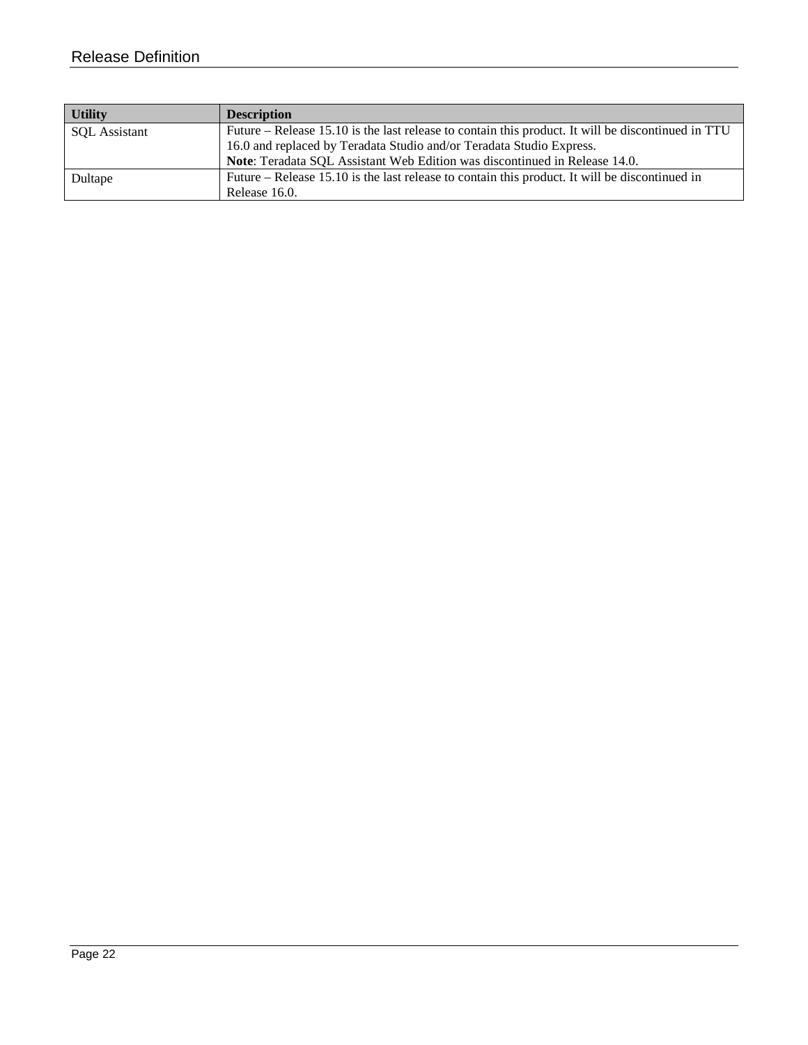| Utility | Description |
| --- | --- |
| SQL Assistant | Future – Release 15.10 is the last release to contain this product. It will be discontinued in TTU 16.0 and replaced by Teradata Studio and/or Teradata Studio Express.<br>**Note**: Teradata SQL Assistant Web Edition was discontinued in Release 14.0. |
| Dultape | Future – Release 15.10 is the last release to contain this product. It will be discontinued in Release 16.0. |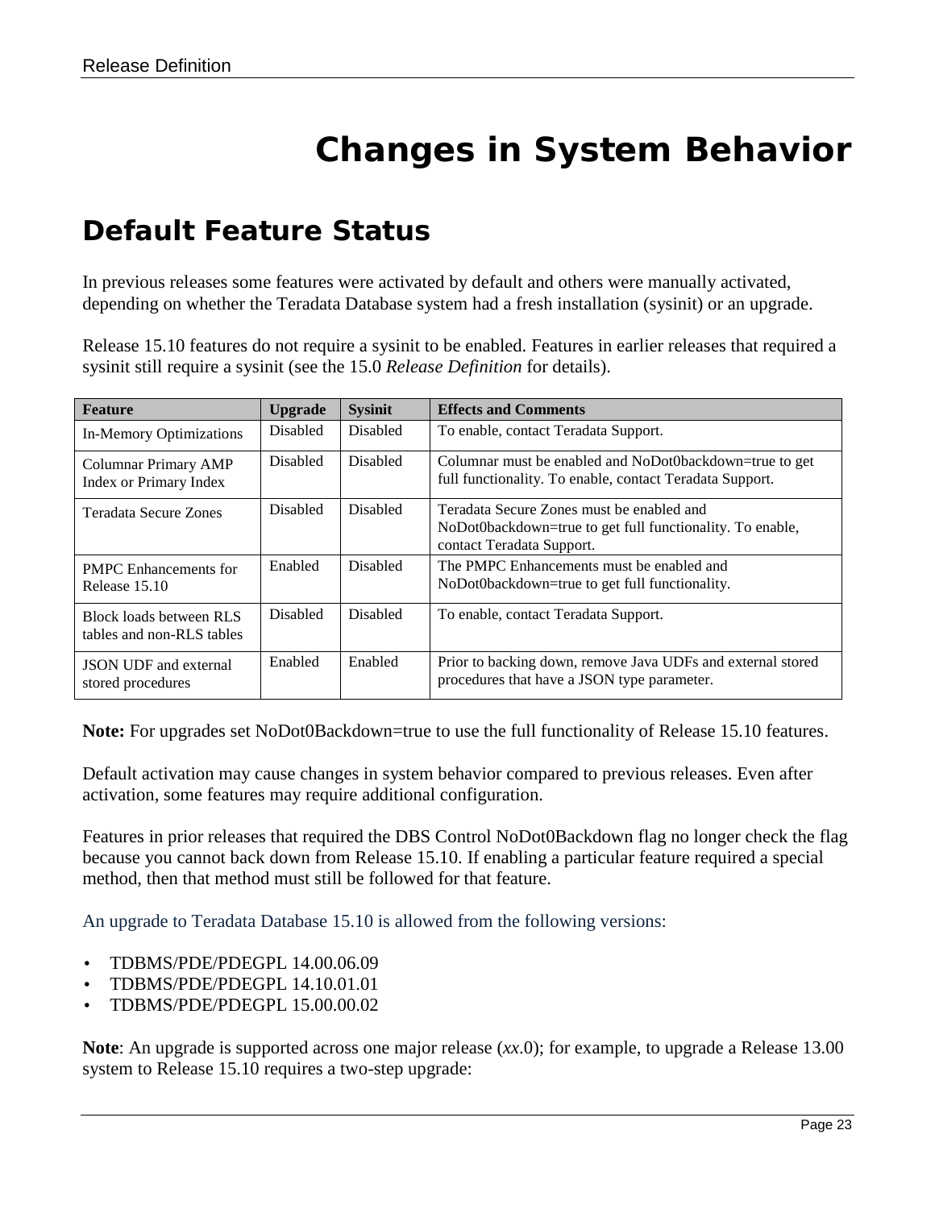# Changes in System Behavior

## Default Feature Status

In previous releases some features were activated by default and others were manually activated, depending on whether the Teradata Database system had a fresh installation (sysinit) or an upgrade.

Release 15.10 features do not require a sysinit to be enabled. Features in earlier releases that required a sysinit still require a sysinit (see the 15.0 *Release Definition* for details).

| Feature | Upgrade | Sysinit | Effects and Comments |
|---|---|---|---|
| In-Memory Optimizations | Disabled | Disabled | To enable, contact Teradata Support. |
| Columnar Primary AMP Index or Primary Index | Disabled | Disabled | Columnar must be enabled and NoDot0backdown=true to get full functionality. To enable, contact Teradata Support. |
| Teradata Secure Zones | Disabled | Disabled | Teradata Secure Zones must be enabled and NoDot0backdown=true to get full functionality. To enable, contact Teradata Support. |
| PMPC Enhancements for Release 15.10 | Enabled | Disabled | The PMPC Enhancements must be enabled and NoDot0backdown=true to get full functionality. |
| Block loads between RLS tables and non-RLS tables | Disabled | Disabled | To enable, contact Teradata Support. |
| JSON UDF and external stored procedures | Enabled | Enabled | Prior to backing down, remove Java UDFs and external stored procedures that have a JSON type parameter. |

**Note:** For upgrades set NoDot0Backdown=true to use the full functionality of Release 15.10 features.

Default activation may cause changes in system behavior compared to previous releases. Even after activation, some features may require additional configuration.

Features in prior releases that required the DBS Control NoDot0Backdown flag no longer check the flag because you cannot back down from Release 15.10. If enabling a particular feature required a special method, then that method must still be followed for that feature.

An upgrade to Teradata Database 15.10 is allowed from the following versions:

- TDBMS/PDE/PDEGPL 14.00.06.09
- TDBMS/PDE/PDEGPL 14.10.01.01
- TDBMS/PDE/PDEGPL 15.00.00.02

**Note**: An upgrade is supported across one major release (*xx*.0); for example, to upgrade a Release 13.00 system to Release 15.10 requires a two-step upgrade: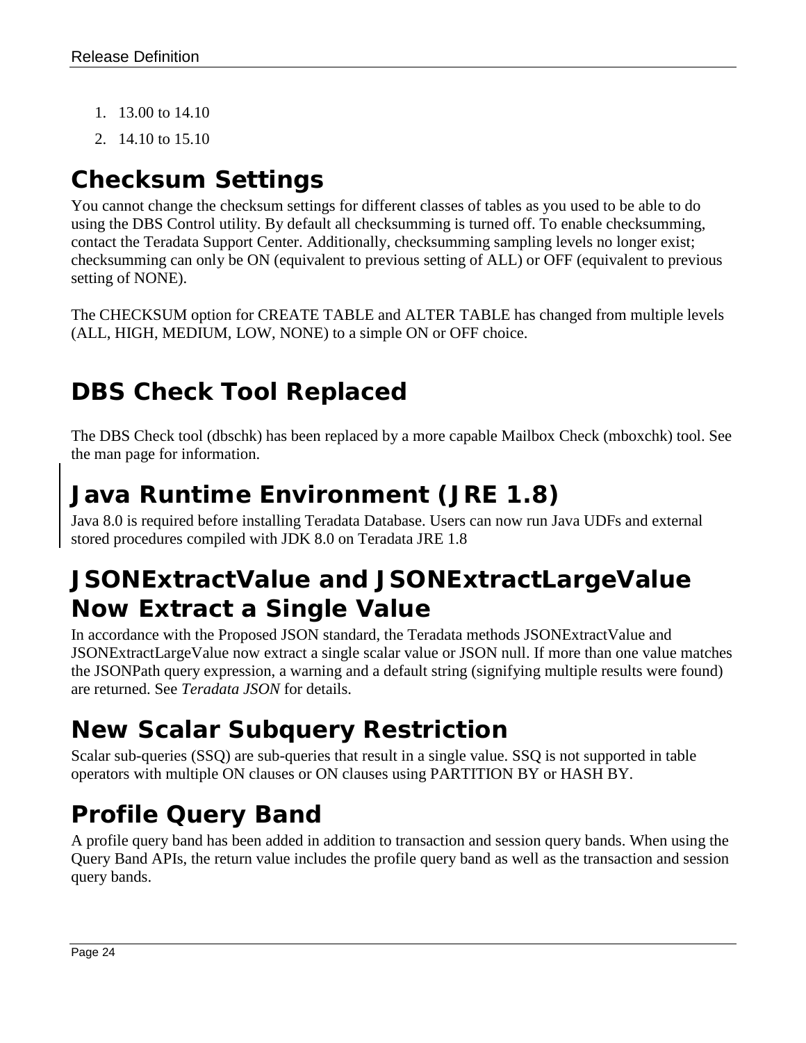1. 13.00 to 14.10
2. 14.10 to 15.10

## Checksum Settings

You cannot change the checksum settings for different classes of tables as you used to be able to do using the DBS Control utility. By default all checksumming is turned off. To enable checksumming, contact the Teradata Support Center. Additionally, checksumming sampling levels no longer exist; checksumming can only be ON (equivalent to previous setting of ALL) or OFF (equivalent to previous setting of NONE).

The CHECKSUM option for CREATE TABLE and ALTER TABLE has changed from multiple levels (ALL, HIGH, MEDIUM, LOW, NONE) to a simple ON or OFF choice.

## DBS Check Tool Replaced

The DBS Check tool (dbschk) has been replaced by a more capable Mailbox Check (mboxchk) tool. See the man page for information.

## Java Runtime Environment (JRE 1.8)

Java 8.0 is required before installing Teradata Database. Users can now run Java UDFs and external stored procedures compiled with JDK 8.0 on Teradata JRE 1.8

## JSONExtractValue and JSONExtractLargeValue Now Extract a Single Value

In accordance with the Proposed JSON standard, the Teradata methods JSONExtractValue and JSONExtractLargeValue now extract a single scalar value or JSON null. If more than one value matches the JSONPath query expression, a warning and a default string (signifying multiple results were found) are returned. See *Teradata JSON* for details.

## New Scalar Subquery Restriction

Scalar sub-queries (SSQ) are sub-queries that result in a single value. SSQ is not supported in table operators with multiple ON clauses or ON clauses using PARTITION BY or HASH BY.

## Profile Query Band

A profile query band has been added in addition to transaction and session query bands. When using the Query Band APIs, the return value includes the profile query band as well as the transaction and session query bands.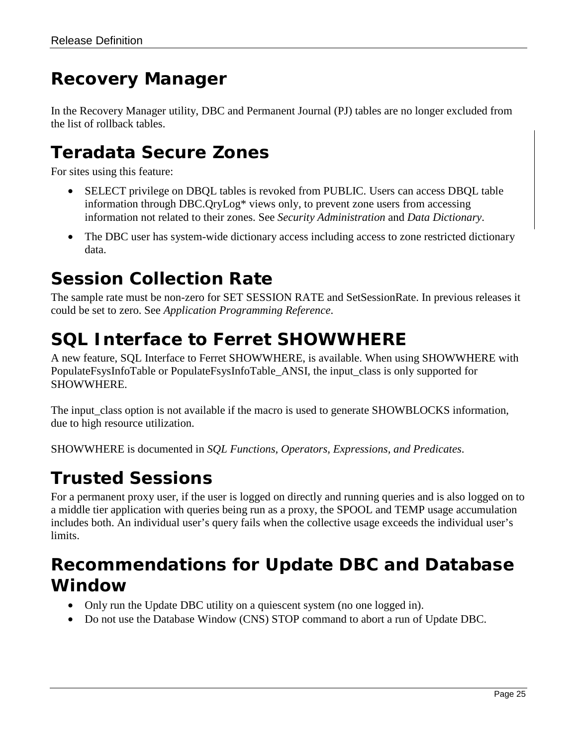# Recovery Manager

In the Recovery Manager utility, DBC and Permanent Journal (PJ) tables are no longer excluded from the list of rollback tables.

# Teradata Secure Zones

For sites using this feature:

- SELECT privilege on DBQL tables is revoked from PUBLIC. Users can access DBQL table information through DBC.QryLog* views only, to prevent zone users from accessing information not related to their zones. See *Security Administration* and *Data Dictionary*.
- The DBC user has system-wide dictionary access including access to zone restricted dictionary data.

# Session Collection Rate

The sample rate must be non-zero for SET SESSION RATE and SetSessionRate. In previous releases it could be set to zero. See *Application Programming Reference*.

# SQL Interface to Ferret SHOWWHERE

A new feature, SQL Interface to Ferret SHOWWHERE, is available. When using SHOWWHERE with PopulateFsysInfoTable or PopulateFsysInfoTable_ANSI, the input_class is only supported for SHOWWHERE.

The input_class option is not available if the macro is used to generate SHOWBLOCKS information, due to high resource utilization.

SHOWWHERE is documented in *SQL Functions, Operators, Expressions, and Predicates*.

# Trusted Sessions

For a permanent proxy user, if the user is logged on directly and running queries and is also logged on to a middle tier application with queries being run as a proxy, the SPOOL and TEMP usage accumulation includes both. An individual user's query fails when the collective usage exceeds the individual user's limits.

# Recommendations for Update DBC and Database Window

- Only run the Update DBC utility on a quiescent system (no one logged in).
- Do not use the Database Window (CNS) STOP command to abort a run of Update DBC.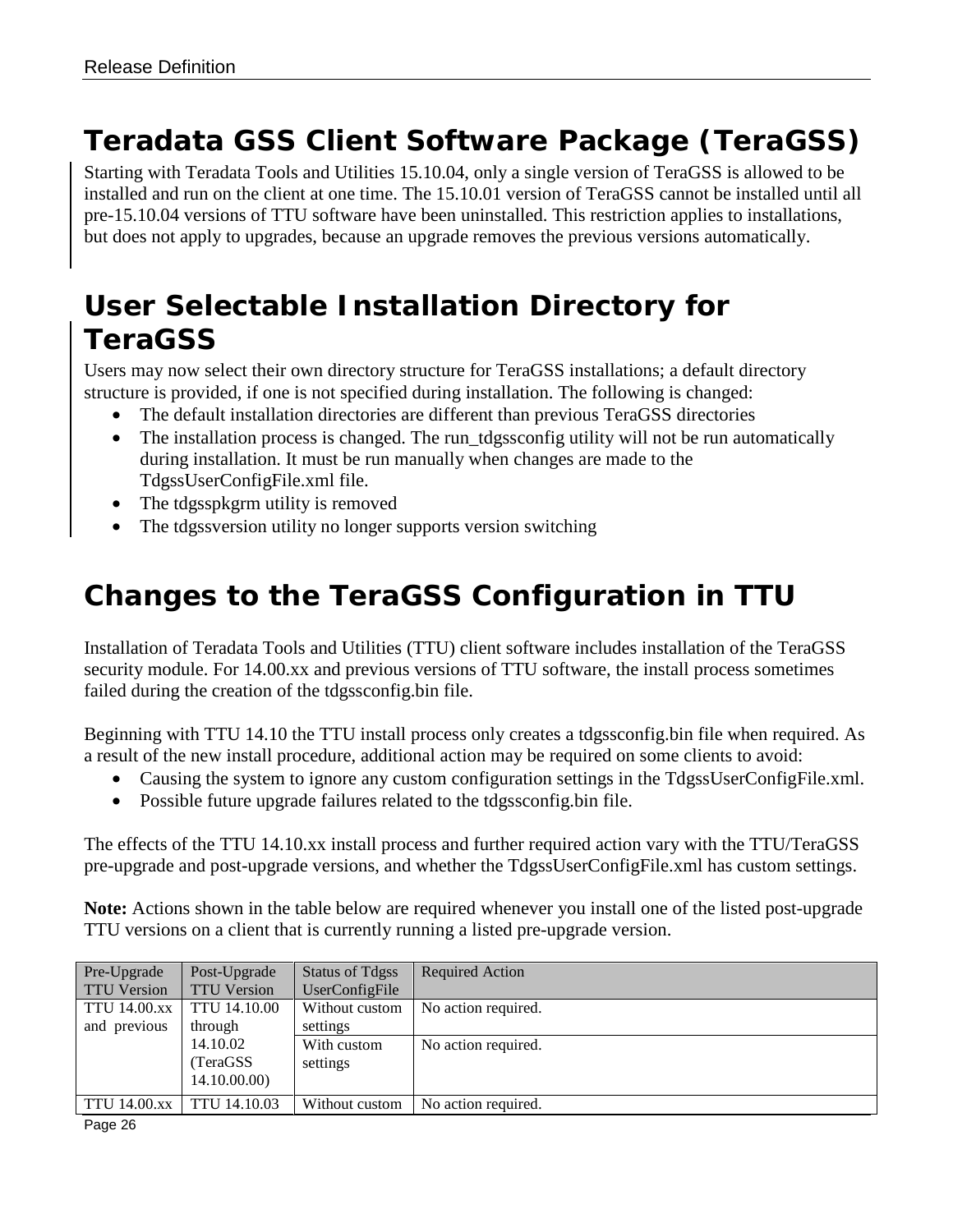# Teradata GSS Client Software Package (TeraGSS)

Starting with Teradata Tools and Utilities 15.10.04, only a single version of TeraGSS is allowed to be installed and run on the client at one time. The 15.10.01 version of TeraGSS cannot be installed until all pre-15.10.04 versions of TTU software have been uninstalled. This restriction applies to installations, but does not apply to upgrades, because an upgrade removes the previous versions automatically.

# User Selectable Installation Directory for TeraGSS

Users may now select their own directory structure for TeraGSS installations; a default directory structure is provided, if one is not specified during installation. The following is changed:

- The default installation directories are different than previous TeraGSS directories
- The installation process is changed. The run_tdgssconfig utility will not be run automatically during installation. It must be run manually when changes are made to the TdgssUserConfigFile.xml file.
- The tdgsspkgrm utility is removed
- The tdgssversion utility no longer supports version switching

# Changes to the TeraGSS Configuration in TTU

Installation of Teradata Tools and Utilities (TTU) client software includes installation of the TeraGSS security module. For 14.00.xx and previous versions of TTU software, the install process sometimes failed during the creation of the tdgssconfig.bin file.

Beginning with TTU 14.10 the TTU install process only creates a tdgssconfig.bin file when required. As a result of the new install procedure, additional action may be required on some clients to avoid:

- Causing the system to ignore any custom configuration settings in the TdgssUserConfigFile.xml.
- Possible future upgrade failures related to the tdgssconfig.bin file.

The effects of the TTU 14.10.xx install process and further required action vary with the TTU/TeraGSS pre-upgrade and post-upgrade versions, and whether the TdgssUserConfigFile.xml has custom settings.

**Note:** Actions shown in the table below are required whenever you install one of the listed post-upgrade TTU versions on a client that is currently running a listed pre-upgrade version.

| Pre-Upgrade TTU Version | Post-Upgrade TTU Version | Status of Tdgss UserConfigFile | Required Action |
|---|---|---|---|
| TTU 14.00.xx and previous | TTU 14.10.00 through 14.10.02 (TeraGSS 14.10.00.00) | Without custom settings | No action required. |
| | | With custom settings | No action required. |
| TTU 14.00.xx | TTU 14.10.03 | Without custom | No action required. |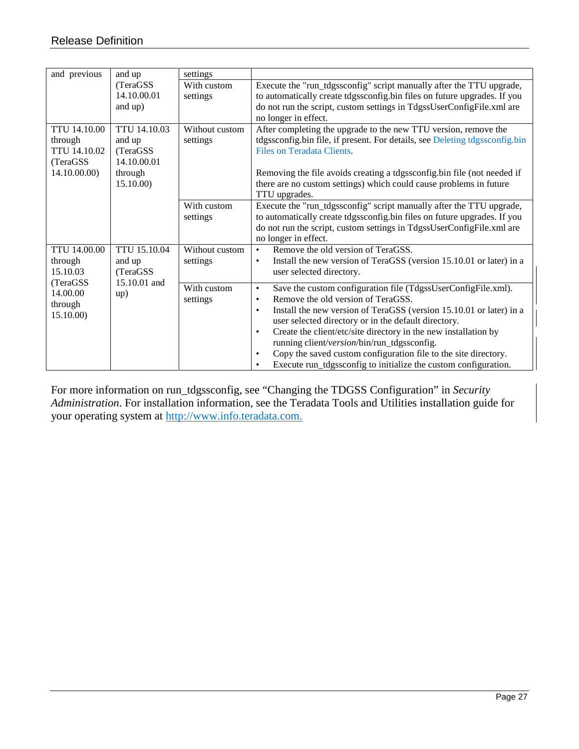| | | | |
|---|---|---|---|
| and previous | and up (TeraGSS 14.10.00.01 and up) | settings | |
| | | With custom settings | Execute the "run_tdgssconfig" script manually after the TTU upgrade, to automatically create tdgssconfig.bin files on future upgrades. If you do not run the script, custom settings in TdgssUserConfigFile.xml are no longer in effect. |
| TTU 14.10.00 through TTU 14.10.02 (TeraGSS 14.10.00.00) | TTU 14.10.03 and up (TeraGSS 14.10.00.01 through 15.10.00) | Without custom settings | After completing the upgrade to the new TTU version, remove the tdgssconfig.bin file, if present. For details, see Deleting tdgssconfig.bin Files on Teradata Clients.<br><br>Removing the file avoids creating a tdgssconfig.bin file (not needed if there are no custom settings) which could cause problems in future TTU upgrades. |
| | | With custom settings | Execute the "run_tdgssconfig" script manually after the TTU upgrade, to automatically create tdgssconfig.bin files on future upgrades. If you do not run the script, custom settings in TdgssUserConfigFile.xml are no longer in effect. |
| TTU 14.00.00 through 15.10.03 (TeraGSS 14.00.00 through 15.10.00) | TTU 15.10.04 and up (TeraGSS 15.10.01 and up) | Without custom settings | • Remove the old version of TeraGSS.<br>• Install the new version of TeraGSS (version 15.10.01 or later) in a user selected directory. |
| | | With custom settings | • Save the custom configuration file (TdgssUserConfigFile.xml).<br>• Remove the old version of TeraGSS.<br>• Install the new version of TeraGSS (version 15.10.01 or later) in a user selected directory or in the default directory.<br>• Create the client/etc/site directory in the new installation by running client/*version*/bin/run_tdgssconfig.<br>• Copy the saved custom configuration file to the site directory.<br>• Execute run_tdgssconfig to initialize the custom configuration. |

For more information on run_tdgssconfig, see "Changing the TDGSS Configuration" in *Security Administration*. For installation information, see the Teradata Tools and Utilities installation guide for your operating system at http://www.info.teradata.com.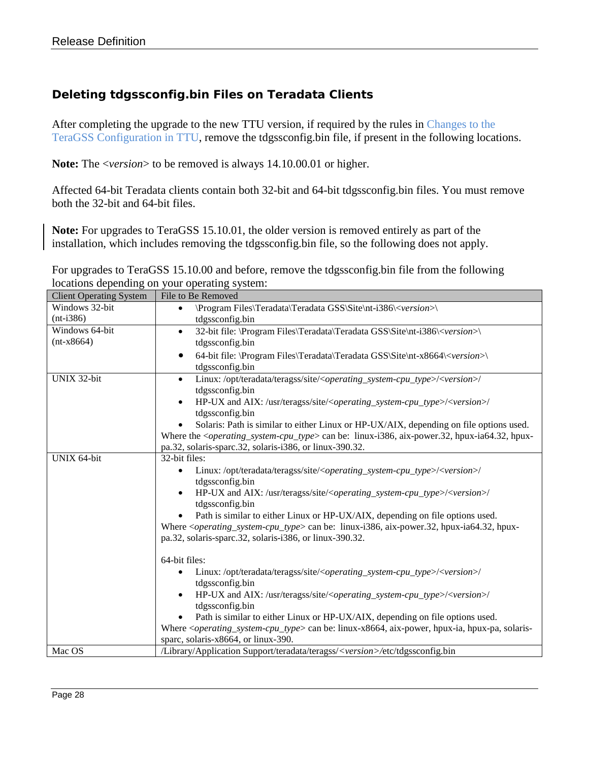### Deleting tdgssconfig.bin Files on Teradata Clients

After completing the upgrade to the new TTU version, if required by the rules in Changes to the TeraGSS Configuration in TTU, remove the tdgssconfig.bin file, if present in the following locations.

**Note:** The <*version*> to be removed is always 14.10.00.01 or higher.

Affected 64-bit Teradata clients contain both 32-bit and 64-bit tdgssconfig.bin files. You must remove both the 32-bit and 64-bit files.

**Note:** For upgrades to TeraGSS 15.10.01, the older version is removed entirely as part of the installation, which includes removing the tdgssconfig.bin file, so the following does not apply.

For upgrades to TeraGSS 15.10.00 and before, remove the tdgssconfig.bin file from the following locations depending on your operating system:

| Client Operating System | File to Be Removed |
| --- | --- |
| Windows 32-bit (nt-i386) | • \Program Files\Teradata\Teradata GSS\Site\nt-i386\<*version*>\tdgssconfig.bin |
| Windows 64-bit (nt-x8664) | • 32-bit file: \Program Files\Teradata\Teradata GSS\Site\nt-i386\<*version*>\tdgssconfig.bin<br>• 64-bit file: \Program Files\Teradata\Teradata GSS\Site\nt-x8664\<*version*>\tdgssconfig.bin |
| UNIX 32-bit | • Linux: /opt/teradata/teragss/site/<*operating_system-cpu_type*>/<*version*>/tdgssconfig.bin<br>• HP-UX and AIX: /usr/teragss/site/<*operating_system-cpu_type*>/<*version*>/tdgssconfig.bin<br>• Solaris: Path is similar to either Linux or HP-UX/AIX, depending on file options used.<br>Where the <*operating_system-cpu_type*> can be: linux-i386, aix-power.32, hpux-ia64.32, hpux-pa.32, solaris-sparc.32, solaris-i386, or linux-390.32. |
| UNIX 64-bit | 32-bit files:<br>• Linux: /opt/teradata/teragss/site/<*operating_system-cpu_type*>/<*version*>/tdgssconfig.bin<br>• HP-UX and AIX: /usr/teragss/site/<*operating_system-cpu_type*>/<*version*>/tdgssconfig.bin<br>• Path is similar to either Linux or HP-UX/AIX, depending on file options used.<br>Where <*operating_system-cpu_type*> can be: linux-i386, aix-power.32, hpux-ia64.32, hpux-pa.32, solaris-sparc.32, solaris-i386, or linux-390.32.<br><br>64-bit files:<br>• Linux: /opt/teradata/teragss/site/<*operating_system-cpu_type*>/<*version*>/tdgssconfig.bin<br>• HP-UX and AIX: /usr/teragss/site/<*operating_system-cpu_type*>/<*version*>/tdgssconfig.bin<br>• Path is similar to either Linux or HP-UX/AIX, depending on file options used.<br>Where <*operating_system-cpu_type*> can be: linux-x8664, aix-power, hpux-ia, hpux-pa, solaris-sparc, solaris-x8664, or linux-390. |
| Mac OS | /Library/Application Support/teradata/teragss/<*version*>/etc/tdgssconfig.bin |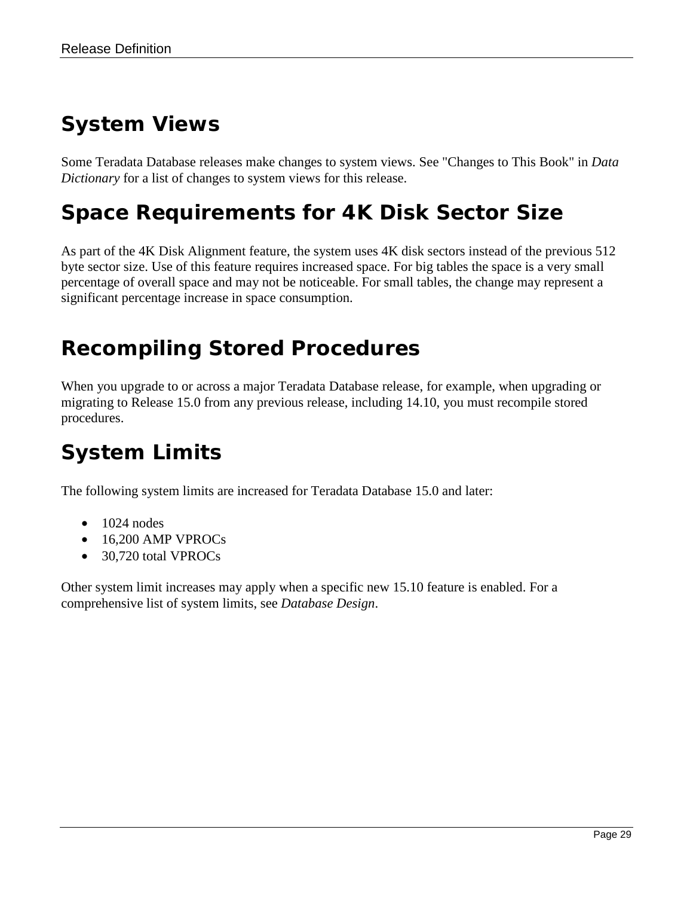## System Views

Some Teradata Database releases make changes to system views. See "Changes to This Book" in *Data Dictionary* for a list of changes to system views for this release.

## Space Requirements for 4K Disk Sector Size

As part of the 4K Disk Alignment feature, the system uses 4K disk sectors instead of the previous 512 byte sector size. Use of this feature requires increased space. For big tables the space is a very small percentage of overall space and may not be noticeable. For small tables, the change may represent a significant percentage increase in space consumption.

## Recompiling Stored Procedures

When you upgrade to or across a major Teradata Database release, for example, when upgrading or migrating to Release 15.0 from any previous release, including 14.10, you must recompile stored procedures.

## System Limits

The following system limits are increased for Teradata Database 15.0 and later:

- 1024 nodes
- 16,200 AMP VPROCs
- 30,720 total VPROCs

Other system limit increases may apply when a specific new 15.10 feature is enabled. For a comprehensive list of system limits, see *Database Design*.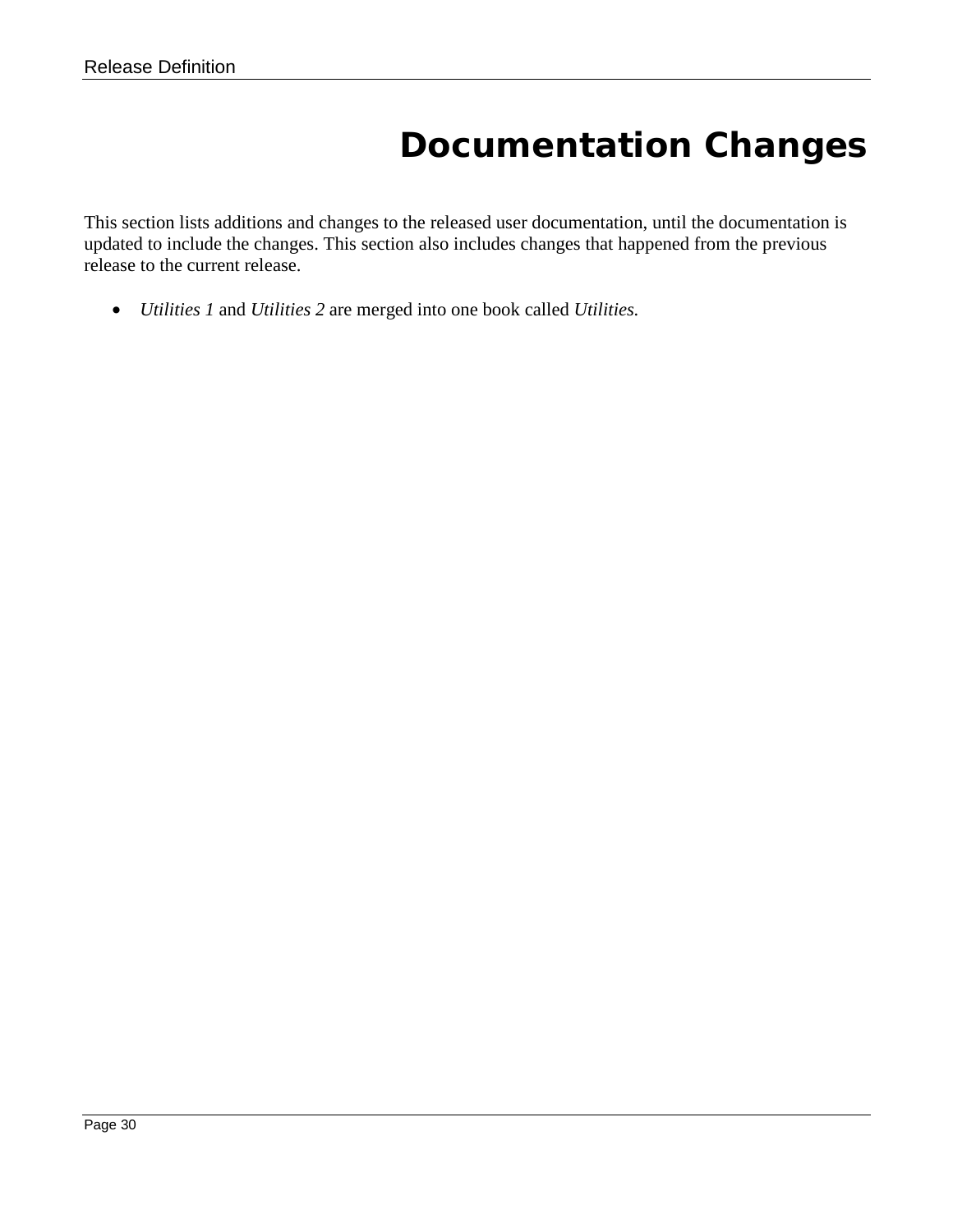# Documentation Changes

This section lists additions and changes to the released user documentation, until the documentation is updated to include the changes. This section also includes changes that happened from the previous release to the current release.

- *Utilities 1* and *Utilities 2* are merged into one book called *Utilities.*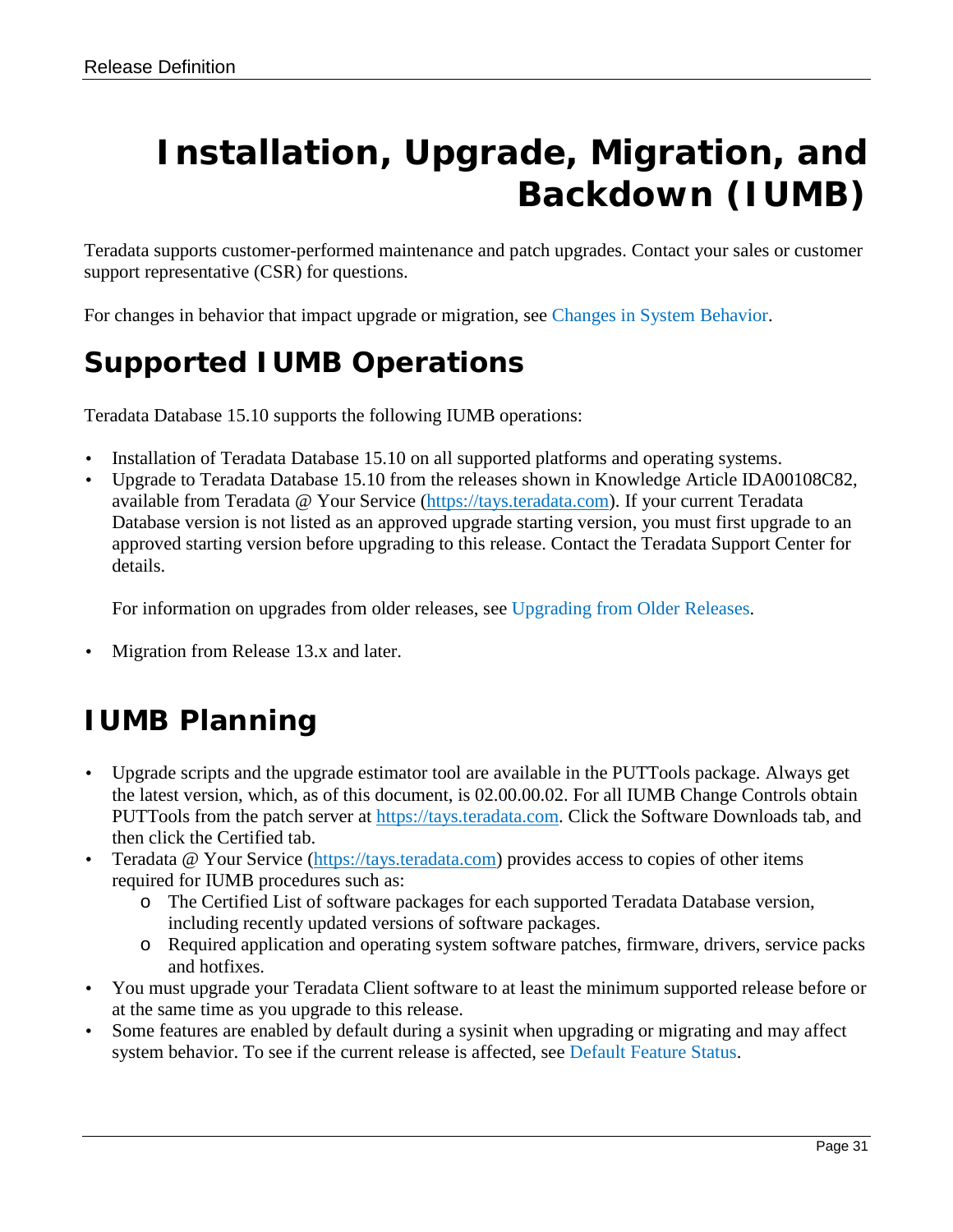# Installation, Upgrade, Migration, and Backdown (IUMB)

Teradata supports customer-performed maintenance and patch upgrades. Contact your sales or customer support representative (CSR) for questions.

For changes in behavior that impact upgrade or migration, see Changes in System Behavior.

## Supported IUMB Operations

Teradata Database 15.10 supports the following IUMB operations:

- Installation of Teradata Database 15.10 on all supported platforms and operating systems.
- Upgrade to Teradata Database 15.10 from the releases shown in Knowledge Article IDA00108C82, available from Teradata @ Your Service (https://tays.teradata.com). If your current Teradata Database version is not listed as an approved upgrade starting version, you must first upgrade to an approved starting version before upgrading to this release. Contact the Teradata Support Center for details.

  For information on upgrades from older releases, see Upgrading from Older Releases.

- Migration from Release 13.x and later.

## IUMB Planning

- Upgrade scripts and the upgrade estimator tool are available in the PUTTools package. Always get the latest version, which, as of this document, is 02.00.00.02. For all IUMB Change Controls obtain PUTTools from the patch server at https://tays.teradata.com. Click the Software Downloads tab, and then click the Certified tab.
- Teradata @ Your Service (https://tays.teradata.com) provides access to copies of other items required for IUMB procedures such as:
  - The Certified List of software packages for each supported Teradata Database version, including recently updated versions of software packages.
  - Required application and operating system software patches, firmware, drivers, service packs and hotfixes.
- You must upgrade your Teradata Client software to at least the minimum supported release before or at the same time as you upgrade to this release.
- Some features are enabled by default during a sysinit when upgrading or migrating and may affect system behavior. To see if the current release is affected, see Default Feature Status.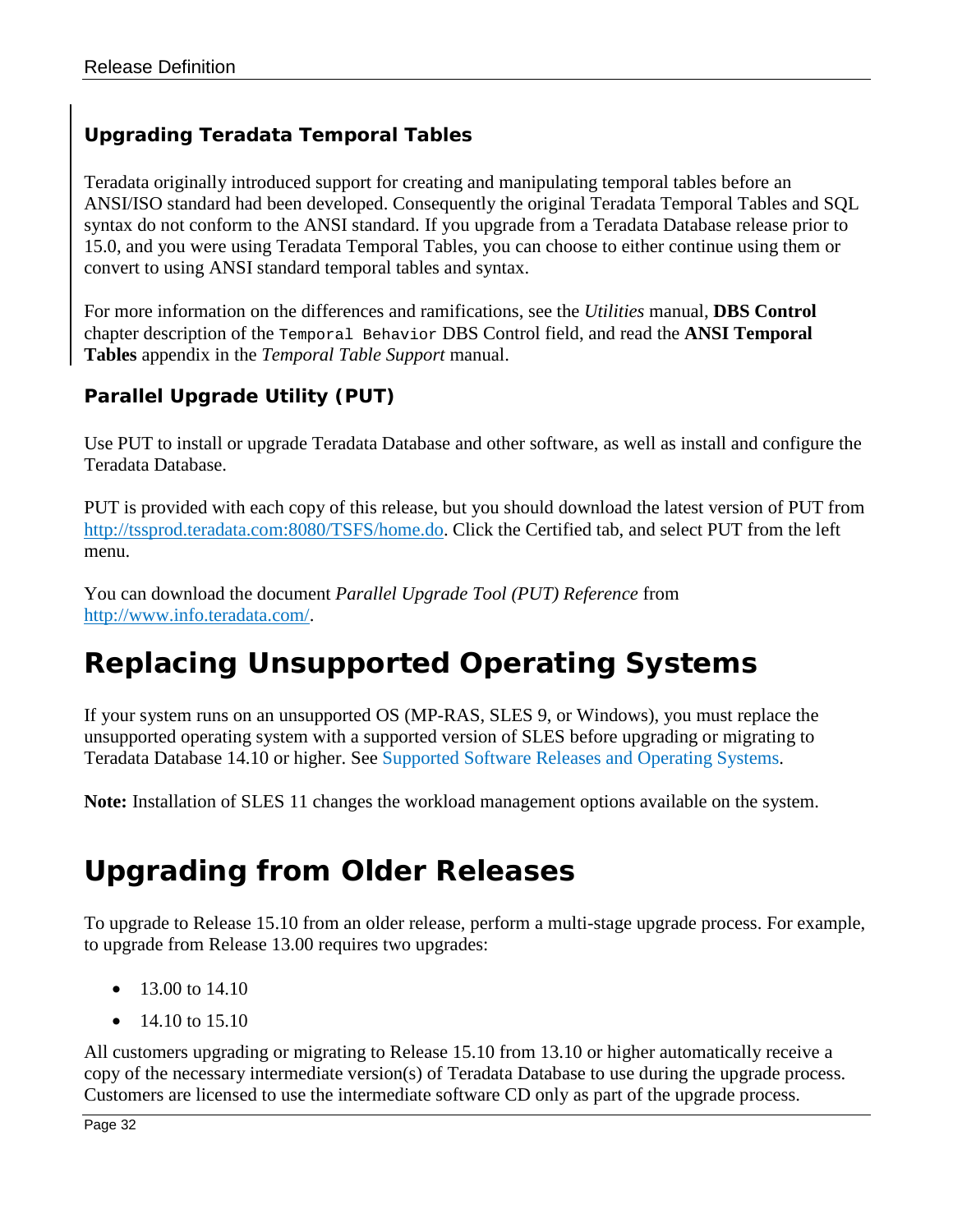### Upgrading Teradata Temporal Tables

Teradata originally introduced support for creating and manipulating temporal tables before an ANSI/ISO standard had been developed. Consequently the original Teradata Temporal Tables and SQL syntax do not conform to the ANSI standard. If you upgrade from a Teradata Database release prior to 15.0, and you were using Teradata Temporal Tables, you can choose to either continue using them or convert to using ANSI standard temporal tables and syntax.

For more information on the differences and ramifications, see the *Utilities* manual, **DBS Control** chapter description of the `Temporal Behavior` DBS Control field, and read the **ANSI Temporal Tables** appendix in the *Temporal Table Support* manual.

### Parallel Upgrade Utility (PUT)

Use PUT to install or upgrade Teradata Database and other software, as well as install and configure the Teradata Database.

PUT is provided with each copy of this release, but you should download the latest version of PUT from http://tssprod.teradata.com:8080/TSFS/home.do. Click the Certified tab, and select PUT from the left menu.

You can download the document *Parallel Upgrade Tool (PUT) Reference* from http://www.info.teradata.com/.

## Replacing Unsupported Operating Systems

If your system runs on an unsupported OS (MP-RAS, SLES 9, or Windows), you must replace the unsupported operating system with a supported version of SLES before upgrading or migrating to Teradata Database 14.10 or higher. See Supported Software Releases and Operating Systems.

**Note:** Installation of SLES 11 changes the workload management options available on the system.

## Upgrading from Older Releases

To upgrade to Release 15.10 from an older release, perform a multi-stage upgrade process. For example, to upgrade from Release 13.00 requires two upgrades:

- 13.00 to 14.10
- 14.10 to 15.10

All customers upgrading or migrating to Release 15.10 from 13.10 or higher automatically receive a copy of the necessary intermediate version(s) of Teradata Database to use during the upgrade process. Customers are licensed to use the intermediate software CD only as part of the upgrade process.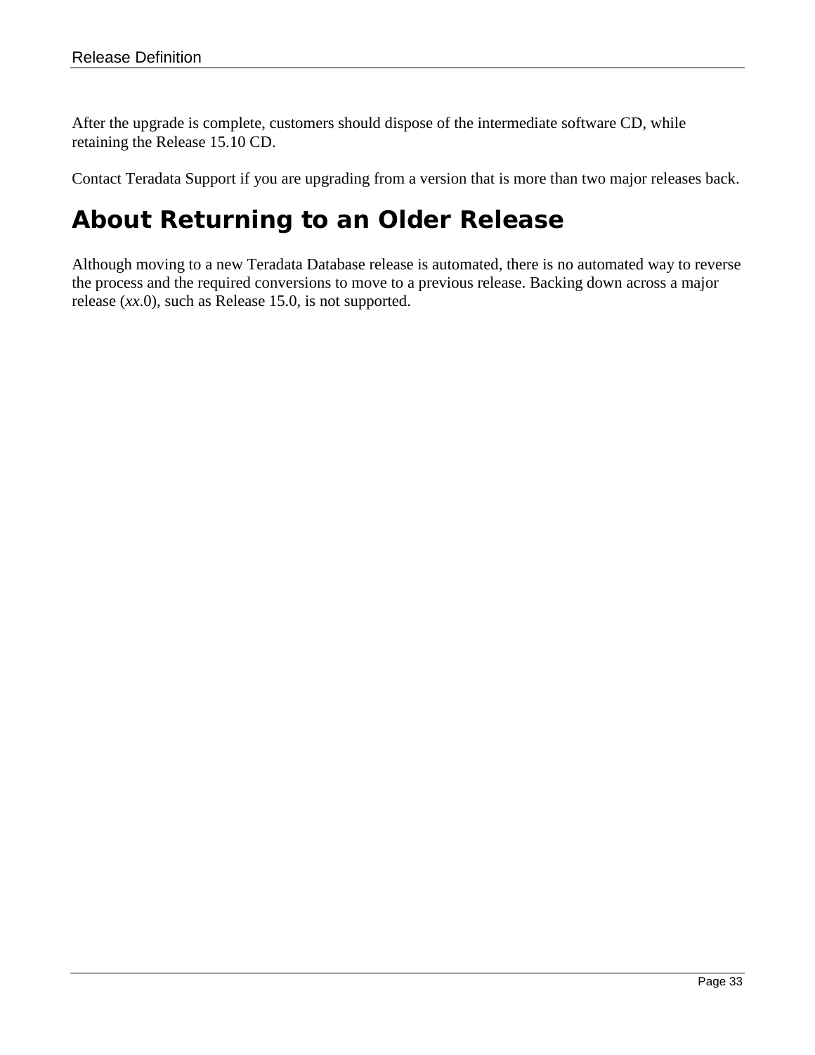After the upgrade is complete, customers should dispose of the intermediate software CD, while retaining the Release 15.10 CD.

Contact Teradata Support if you are upgrading from a version that is more than two major releases back.

# About Returning to an Older Release

Although moving to a new Teradata Database release is automated, there is no automated way to reverse the process and the required conversions to move to a previous release. Backing down across a major release (*xx*.0), such as Release 15.0, is not supported.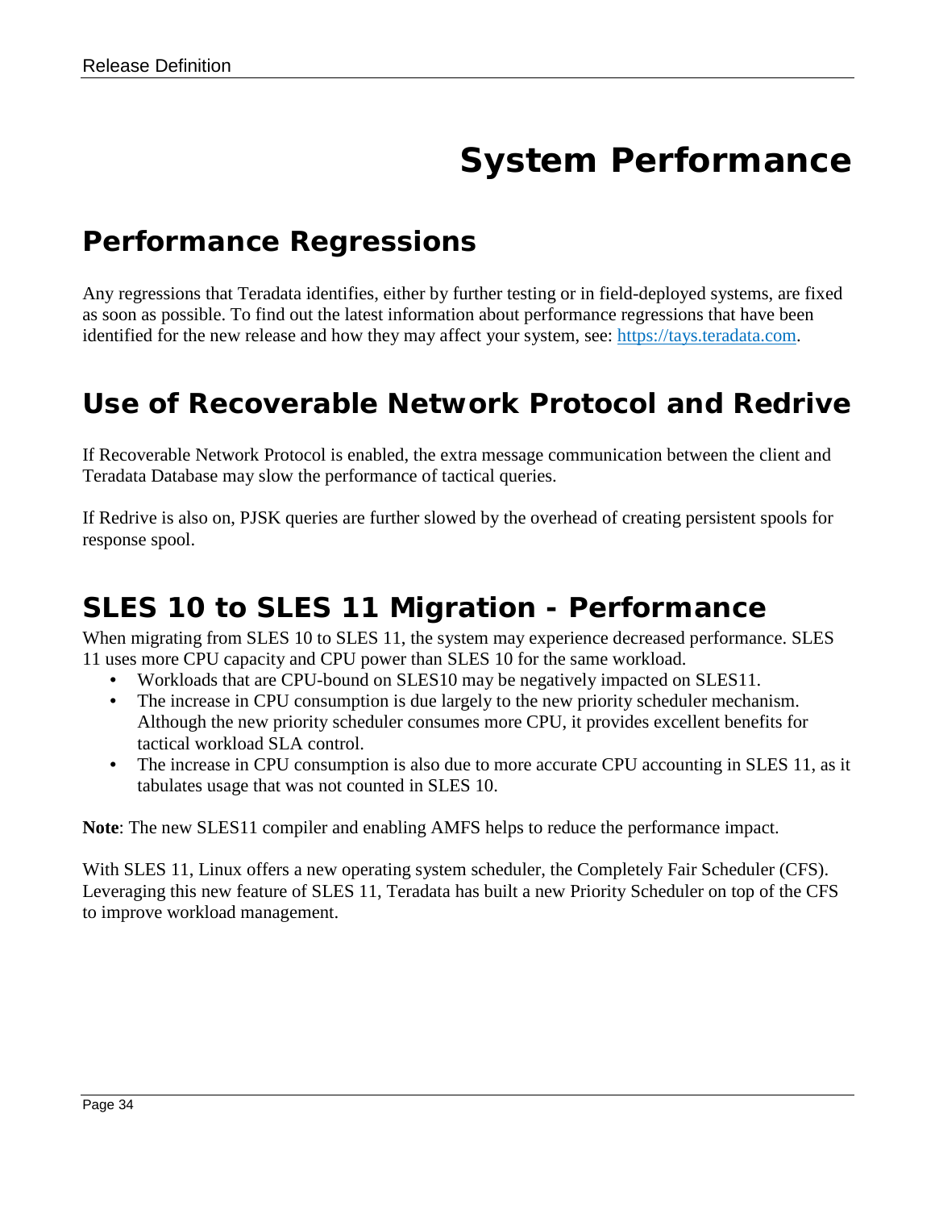# System Performance

## Performance Regressions

Any regressions that Teradata identifies, either by further testing or in field-deployed systems, are fixed as soon as possible. To find out the latest information about performance regressions that have been identified for the new release and how they may affect your system, see: [https://tays.teradata.com](https://tays.teradata.com).

## Use of Recoverable Network Protocol and Redrive

If Recoverable Network Protocol is enabled, the extra message communication between the client and Teradata Database may slow the performance of tactical queries.

If Redrive is also on, PJSK queries are further slowed by the overhead of creating persistent spools for response spool.

## SLES 10 to SLES 11 Migration - Performance

When migrating from SLES 10 to SLES 11, the system may experience decreased performance. SLES 11 uses more CPU capacity and CPU power than SLES 10 for the same workload.

- Workloads that are CPU-bound on SLES10 may be negatively impacted on SLES11.
- The increase in CPU consumption is due largely to the new priority scheduler mechanism. Although the new priority scheduler consumes more CPU, it provides excellent benefits for tactical workload SLA control.
- The increase in CPU consumption is also due to more accurate CPU accounting in SLES 11, as it tabulates usage that was not counted in SLES 10.

**Note**: The new SLES11 compiler and enabling AMFS helps to reduce the performance impact.

With SLES 11, Linux offers a new operating system scheduler, the Completely Fair Scheduler (CFS). Leveraging this new feature of SLES 11, Teradata has built a new Priority Scheduler on top of the CFS to improve workload management.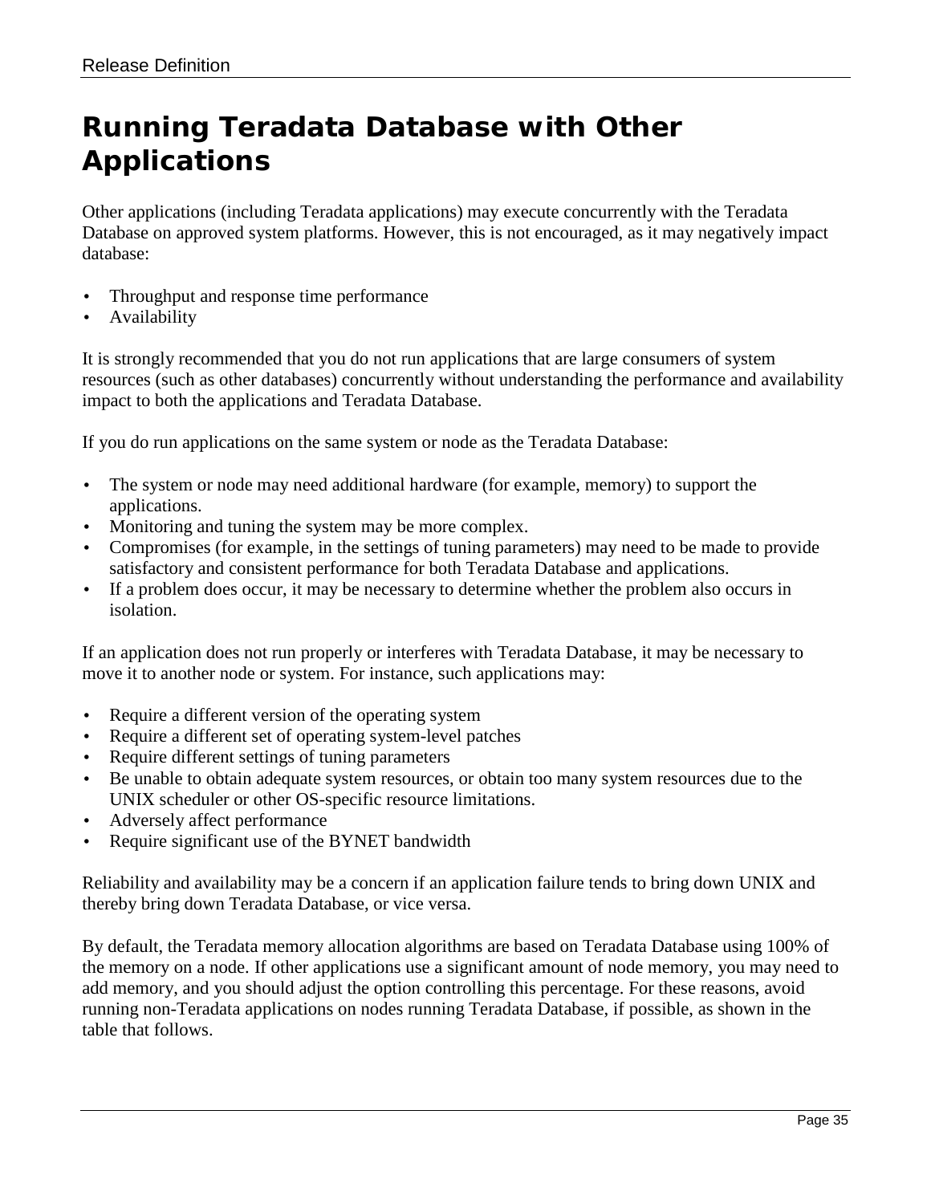# Running Teradata Database with Other Applications

Other applications (including Teradata applications) may execute concurrently with the Teradata Database on approved system platforms. However, this is not encouraged, as it may negatively impact database:

- Throughput and response time performance
- Availability

It is strongly recommended that you do not run applications that are large consumers of system resources (such as other databases) concurrently without understanding the performance and availability impact to both the applications and Teradata Database.

If you do run applications on the same system or node as the Teradata Database:

- The system or node may need additional hardware (for example, memory) to support the applications.
- Monitoring and tuning the system may be more complex.
- Compromises (for example, in the settings of tuning parameters) may need to be made to provide satisfactory and consistent performance for both Teradata Database and applications.
- If a problem does occur, it may be necessary to determine whether the problem also occurs in isolation.

If an application does not run properly or interferes with Teradata Database, it may be necessary to move it to another node or system. For instance, such applications may:

- Require a different version of the operating system
- Require a different set of operating system-level patches
- Require different settings of tuning parameters
- Be unable to obtain adequate system resources, or obtain too many system resources due to the UNIX scheduler or other OS-specific resource limitations.
- Adversely affect performance
- Require significant use of the BYNET bandwidth

Reliability and availability may be a concern if an application failure tends to bring down UNIX and thereby bring down Teradata Database, or vice versa.

By default, the Teradata memory allocation algorithms are based on Teradata Database using 100% of the memory on a node. If other applications use a significant amount of node memory, you may need to add memory, and you should adjust the option controlling this percentage. For these reasons, avoid running non-Teradata applications on nodes running Teradata Database, if possible, as shown in the table that follows.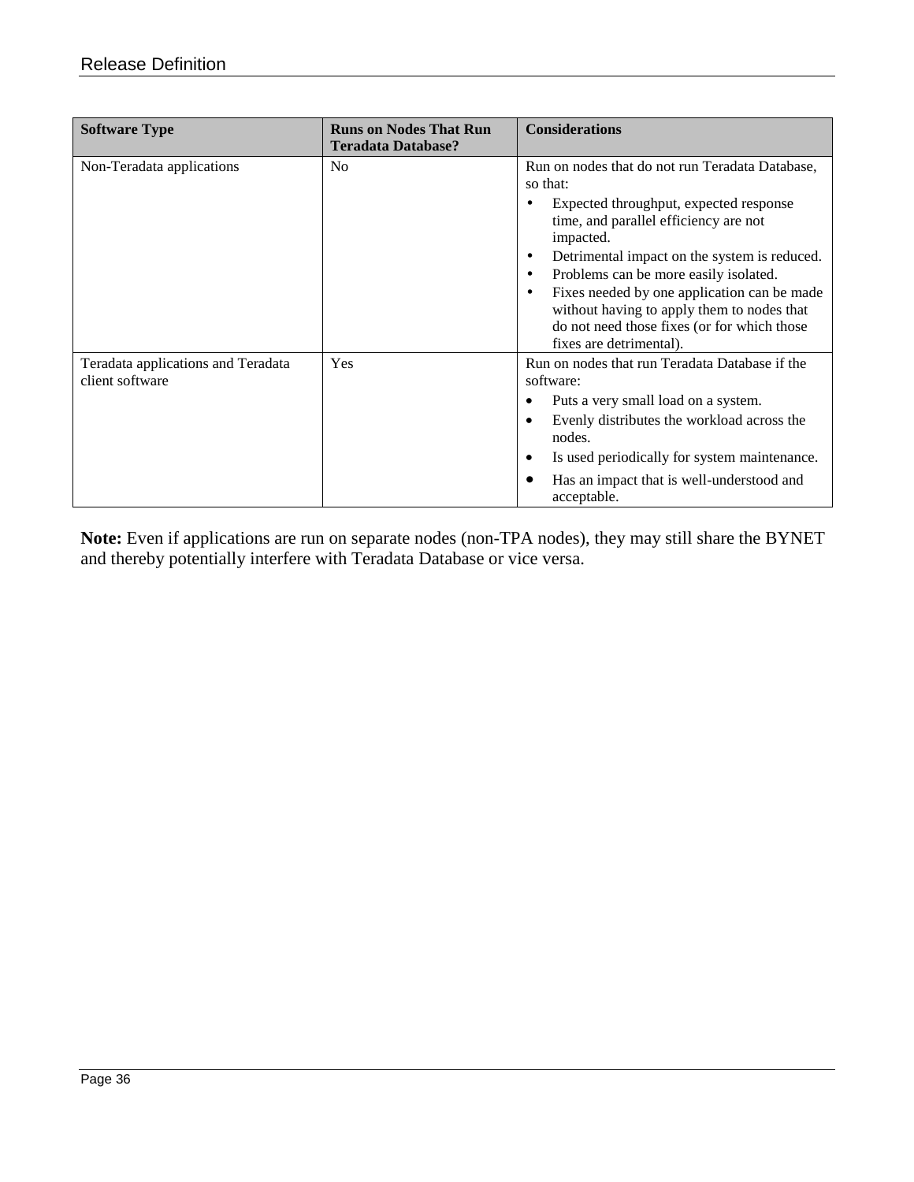| Software Type | Runs on Nodes That Run Teradata Database? | Considerations |
|---|---|---|
| Non-Teradata applications | No | Run on nodes that do not run Teradata Database, so that:<br>• Expected throughput, expected response time, and parallel efficiency are not impacted.<br>• Detrimental impact on the system is reduced.<br>• Problems can be more easily isolated.<br>• Fixes needed by one application can be made without having to apply them to nodes that do not need those fixes (or for which those fixes are detrimental). |
| Teradata applications and Teradata client software | Yes | Run on nodes that run Teradata Database if the software:<br>• Puts a very small load on a system.<br>• Evenly distributes the workload across the nodes.<br>• Is used periodically for system maintenance.<br>• Has an impact that is well-understood and acceptable. |

**Note:** Even if applications are run on separate nodes (non-TPA nodes), they may still share the BYNET and thereby potentially interfere with Teradata Database or vice versa.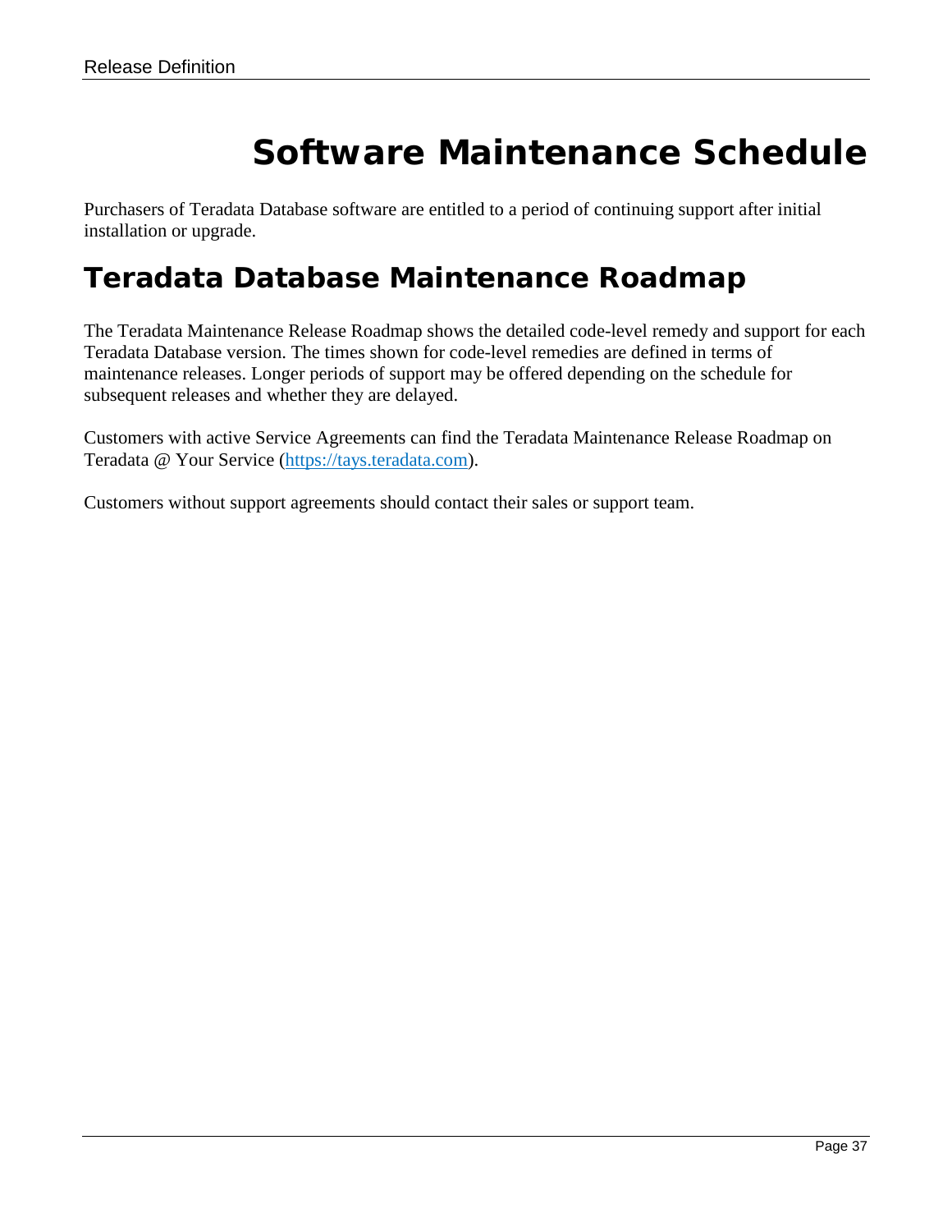# Software Maintenance Schedule

Purchasers of Teradata Database software are entitled to a period of continuing support after initial installation or upgrade.

## Teradata Database Maintenance Roadmap

The Teradata Maintenance Release Roadmap shows the detailed code-level remedy and support for each Teradata Database version. The times shown for code-level remedies are defined in terms of maintenance releases. Longer periods of support may be offered depending on the schedule for subsequent releases and whether they are delayed.

Customers with active Service Agreements can find the Teradata Maintenance Release Roadmap on Teradata @ Your Service (https://tays.teradata.com).

Customers without support agreements should contact their sales or support team.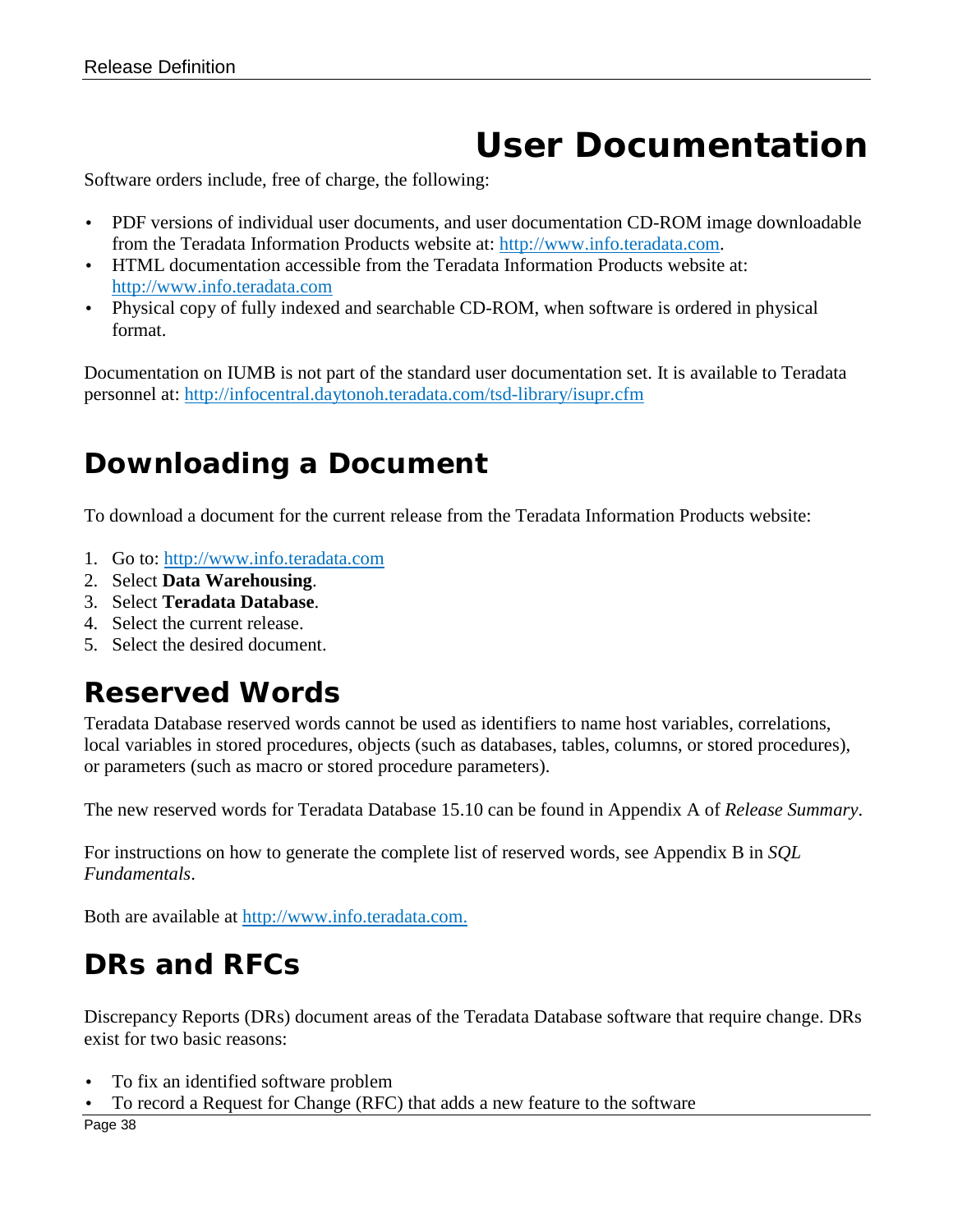# User Documentation

Software orders include, free of charge, the following:

- PDF versions of individual user documents, and user documentation CD-ROM image downloadable from the Teradata Information Products website at: http://www.info.teradata.com.
- HTML documentation accessible from the Teradata Information Products website at: http://www.info.teradata.com
- Physical copy of fully indexed and searchable CD-ROM, when software is ordered in physical format.

Documentation on IUMB is not part of the standard user documentation set. It is available to Teradata personnel at: http://infocentral.daytonoh.teradata.com/tsd-library/isupr.cfm

## Downloading a Document

To download a document for the current release from the Teradata Information Products website:

1. Go to: http://www.info.teradata.com
2. Select **Data Warehousing**.
3. Select **Teradata Database**.
4. Select the current release.
5. Select the desired document.

## Reserved Words

Teradata Database reserved words cannot be used as identifiers to name host variables, correlations, local variables in stored procedures, objects (such as databases, tables, columns, or stored procedures), or parameters (such as macro or stored procedure parameters).

The new reserved words for Teradata Database 15.10 can be found in Appendix A of *Release Summary*.

For instructions on how to generate the complete list of reserved words, see Appendix B in *SQL Fundamentals*.

Both are available at http://www.info.teradata.com.

## DRs and RFCs

Discrepancy Reports (DRs) document areas of the Teradata Database software that require change. DRs exist for two basic reasons:

- To fix an identified software problem
- To record a Request for Change (RFC) that adds a new feature to the software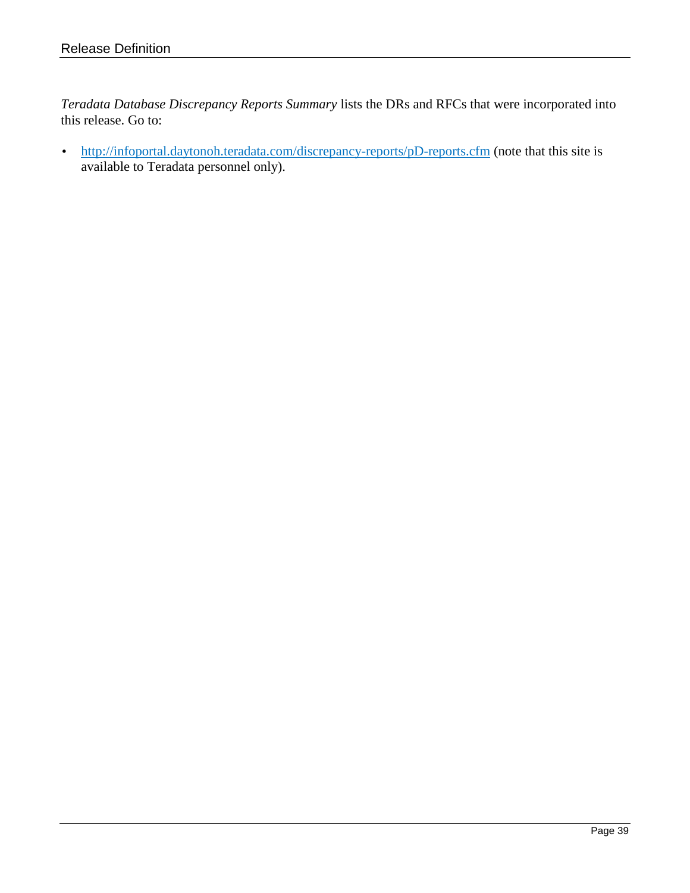*Teradata Database Discrepancy Reports Summary* lists the DRs and RFCs that were incorporated into this release. Go to:

- [http://infoportal.daytonoh.teradata.com/discrepancy-reports/pD-reports.cfm](http://infoportal.daytonoh.teradata.com/discrepancy-reports/pD-reports.cfm) (note that this site is available to Teradata personnel only).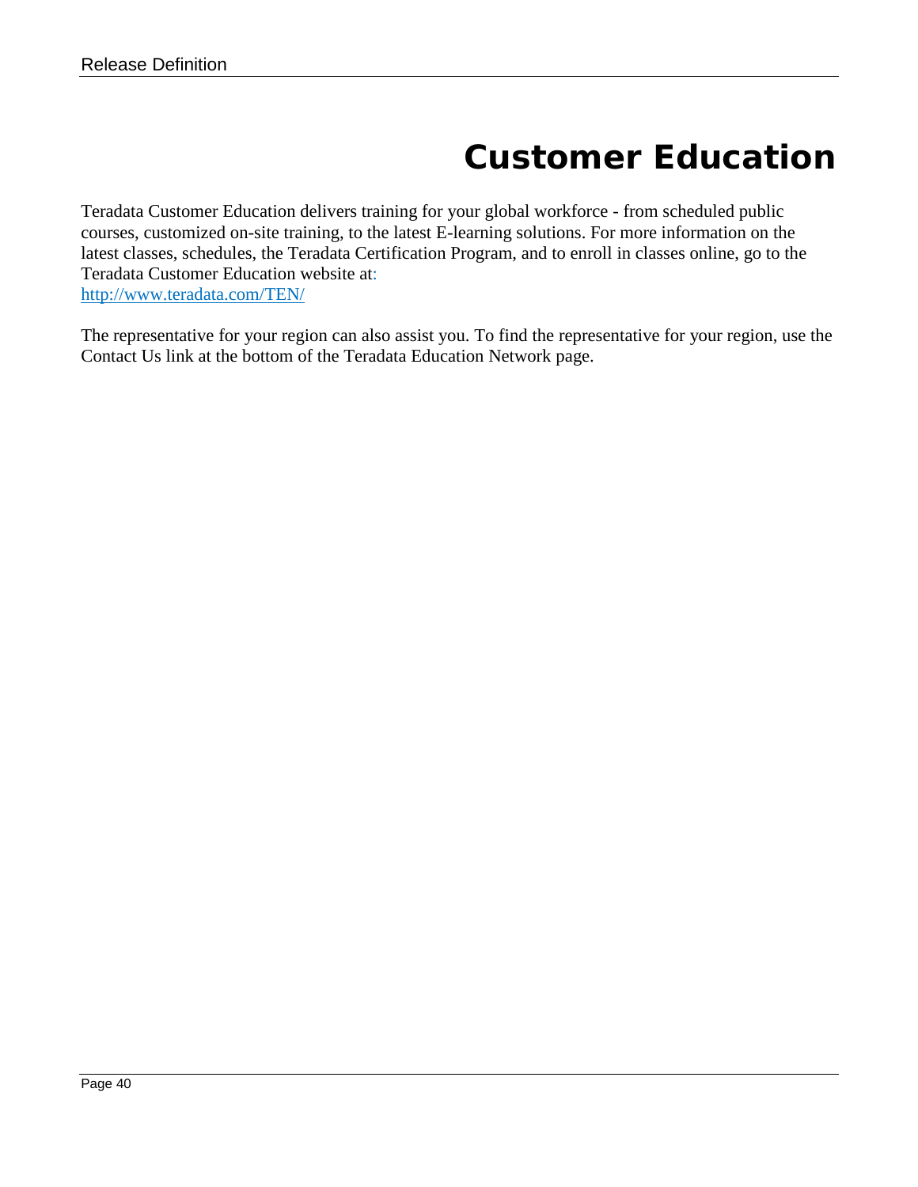# Customer Education

Teradata Customer Education delivers training for your global workforce - from scheduled public courses, customized on-site training, to the latest E-learning solutions. For more information on the latest classes, schedules, the Teradata Certification Program, and to enroll in classes online, go to the Teradata Customer Education website at:
http://www.teradata.com/TEN/

The representative for your region can also assist you. To find the representative for your region, use the Contact Us link at the bottom of the Teradata Education Network page.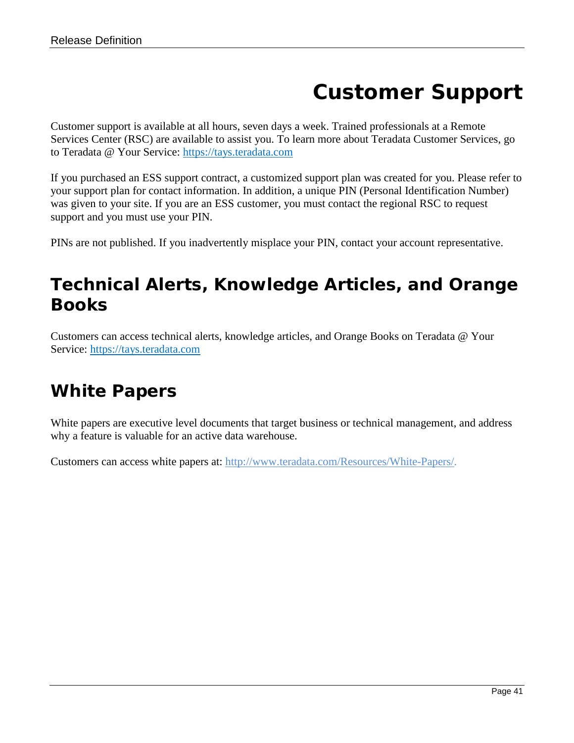# Customer Support

Customer support is available at all hours, seven days a week. Trained professionals at a Remote Services Center (RSC) are available to assist you. To learn more about Teradata Customer Services, go to Teradata @ Your Service: https://tays.teradata.com

If you purchased an ESS support contract, a customized support plan was created for you. Please refer to your support plan for contact information. In addition, a unique PIN (Personal Identification Number) was given to your site. If you are an ESS customer, you must contact the regional RSC to request support and you must use your PIN.

PINs are not published. If you inadvertently misplace your PIN, contact your account representative.

## Technical Alerts, Knowledge Articles, and Orange Books

Customers can access technical alerts, knowledge articles, and Orange Books on Teradata @ Your Service: https://tays.teradata.com

## White Papers

White papers are executive level documents that target business or technical management, and address why a feature is valuable for an active data warehouse.

Customers can access white papers at: http://www.teradata.com/Resources/White-Papers/.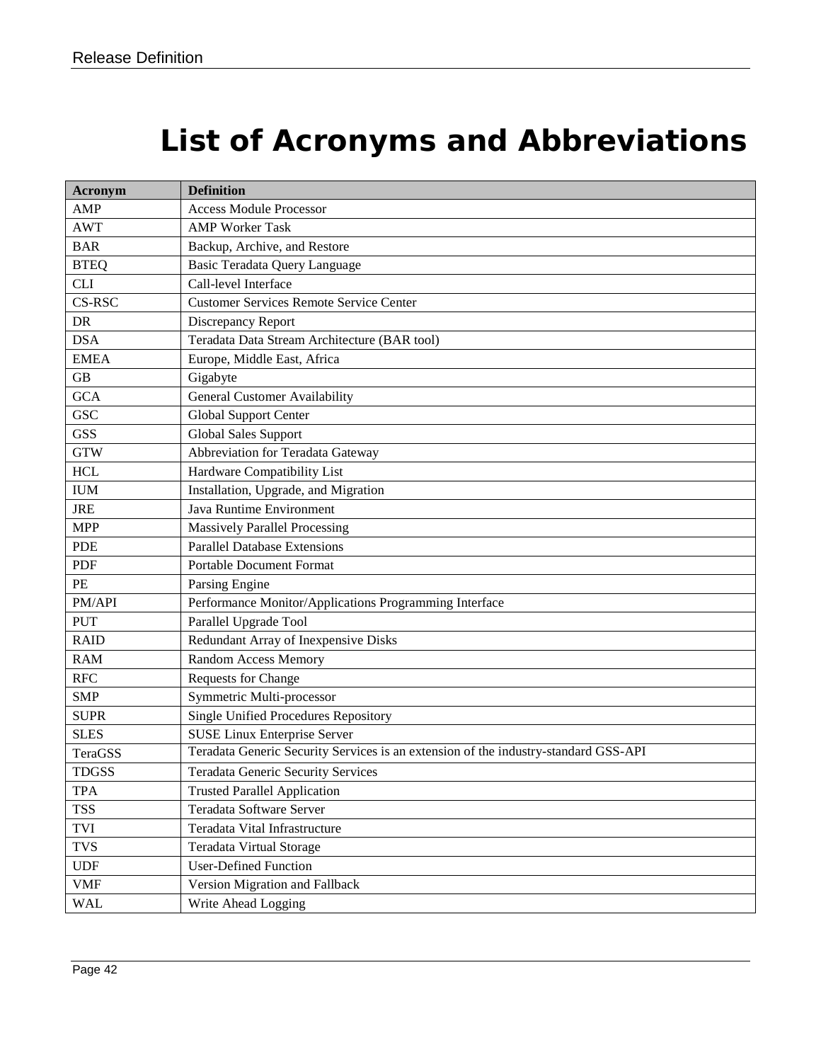# List of Acronyms and Abbreviations

| Acronym | Definition |
|---|---|
| AMP | Access Module Processor |
| AWT | AMP Worker Task |
| BAR | Backup, Archive, and Restore |
| BTEQ | Basic Teradata Query Language |
| CLI | Call-level Interface |
| CS-RSC | Customer Services Remote Service Center |
| DR | Discrepancy Report |
| DSA | Teradata Data Stream Architecture (BAR tool) |
| EMEA | Europe, Middle East, Africa |
| GB | Gigabyte |
| GCA | General Customer Availability |
| GSC | Global Support Center |
| GSS | Global Sales Support |
| GTW | Abbreviation for Teradata Gateway |
| HCL | Hardware Compatibility List |
| IUM | Installation, Upgrade, and Migration |
| JRE | Java Runtime Environment |
| MPP | Massively Parallel Processing |
| PDE | Parallel Database Extensions |
| PDF | Portable Document Format |
| PE | Parsing Engine |
| PM/API | Performance Monitor/Applications Programming Interface |
| PUT | Parallel Upgrade Tool |
| RAID | Redundant Array of Inexpensive Disks |
| RAM | Random Access Memory |
| RFC | Requests for Change |
| SMP | Symmetric Multi-processor |
| SUPR | Single Unified Procedures Repository |
| SLES | SUSE Linux Enterprise Server |
| TeraGSS | Teradata Generic Security Services is an extension of the industry-standard GSS-API |
| TDGSS | Teradata Generic Security Services |
| TPA | Trusted Parallel Application |
| TSS | Teradata Software Server |
| TVI | Teradata Vital Infrastructure |
| TVS | Teradata Virtual Storage |
| UDF | User-Defined Function |
| VMF | Version Migration and Fallback |
| WAL | Write Ahead Logging |